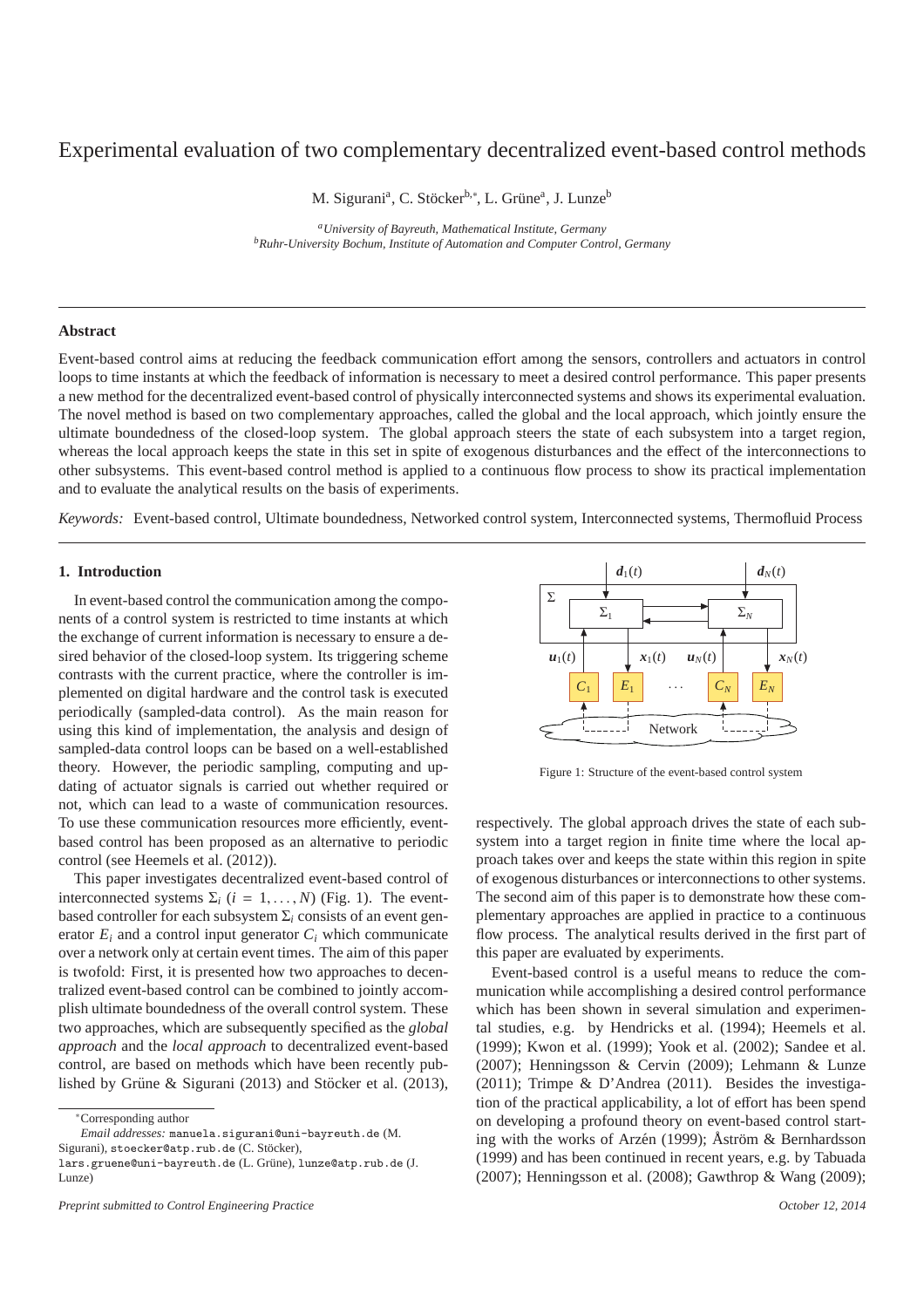# Experimental evaluation of two complementary decentralized event-based control methods

M. Sigurani[a], C. Stöcker[b,*], L. Grüne[a], J. Lunze[b]

[a]*University of Bayreuth, Mathematical Institute, Germany*
[b]*Ruhr-University Bochum, Institute of Automation and Computer Control, Germany*

---

### Abstract

Event-based control aims at reducing the feedback communication effort among the sensors, controllers and actuators in control loops to time instants at which the feedback of information is necessary to meet a desired control performance. This paper presents a new method for the decentralized event-based control of physically interconnected systems and shows its experimental evaluation. The novel method is based on two complementary approaches, called the global and the local approach, which jointly ensure the ultimate boundedness of the closed-loop system. The global approach steers the state of each subsystem into a target region, whereas the local approach keeps the state in this set in spite of exogenous disturbances and the effect of the interconnections to other subsystems. This event-based control method is applied to a continuous flow process to show its practical implementation and to evaluate the analytical results on the basis of experiments.

*Keywords:* Event-based control, Ultimate boundedness, Networked control system, Interconnected systems, Thermofluid Process

---

## 1. Introduction

In event-based control the communication among the components of a control system is restricted to time instants at which the exchange of current information is necessary to ensure a desired behavior of the closed-loop system. Its triggering scheme contrasts with the current practice, where the controller is implemented on digital hardware and the control task is executed periodically (sampled-data control). As the main reason for using this kind of implementation, the analysis and design of sampled-data control loops can be based on a well-established theory. However, the periodic sampling, computing and updating of actuator signals is carried out whether required or not, which can lead to a waste of communication resources. To use these communication resources more efficiently, event-based control has been proposed as an alternative to periodic control (see Heemels et al. (2012)).

This paper investigates decentralized event-based control of interconnected systems $\Sigma_i$ ($i = 1, \ldots, N$) (Fig. 1). The event-based controller for each subsystem $\Sigma_i$ consists of an event generator $E_i$ and a control input generator $C_i$ which communicate over a network only at certain event times. The aim of this paper is twofold: First, it is presented how two approaches to decentralized event-based control can be combined to jointly accomplish ultimate boundedness of the overall control system. These two approaches, which are subsequently specified as the *global approach* and the *local approach* to decentralized event-based control, are based on methods which have been recently published by Grüne & Sigurani (2013) and Stöcker et al. (2013), respectively. The global approach drives the state of each subsystem into a target region in finite time where the local approach takes over and keeps the state within this region in spite of exogenous disturbances or interconnections to other systems. The second aim of this paper is to demonstrate how these complementary approaches are applied in practice to a continuous flow process. The analytical results derived in the first part of this paper are evaluated by experiments.

$d_1(t)$ $d_N(t)$
$\Sigma$
$\Sigma_1$ $\Sigma_N$
$u_1(t)$ $x_1(t)$ $u_N(t)$ $x_N(t)$
$C_1$ $E_1$ . . . $C_N$ $E_N$
Network

Figure 1: Structure of the event-based control system

Event-based control is a useful means to reduce the communication while accomplishing a desired control performance which has been shown in several simulation and experimental studies, e.g. by Hendricks et al. (1994); Heemels et al. (1999); Kwon et al. (1999); Yook et al. (2002); Sandee et al. (2007); Henningsson & Cervin (2009); Lehmann & Lunze (2011); Trimpe & D'Andrea (2011). Besides the investigation of the practical applicability, a lot of effort has been spend on developing a profound theory on event-based control starting with the works of Arzén (1999); Åström & Bernhardsson (1999) and has been continued in recent years, e.g. by Tabuada (2007); Henningsson et al. (2008); Gawthrop & Wang (2009);

---

*Corresponding author

*Email addresses:* manuela.sigurani@uni-bayreuth.de (M. Sigurani), stoecker@atp.rub.de (C. Stöcker), lars.gruene@uni-bayreuth.de (L. Grüne), lunze@atp.rub.de (J. Lunze)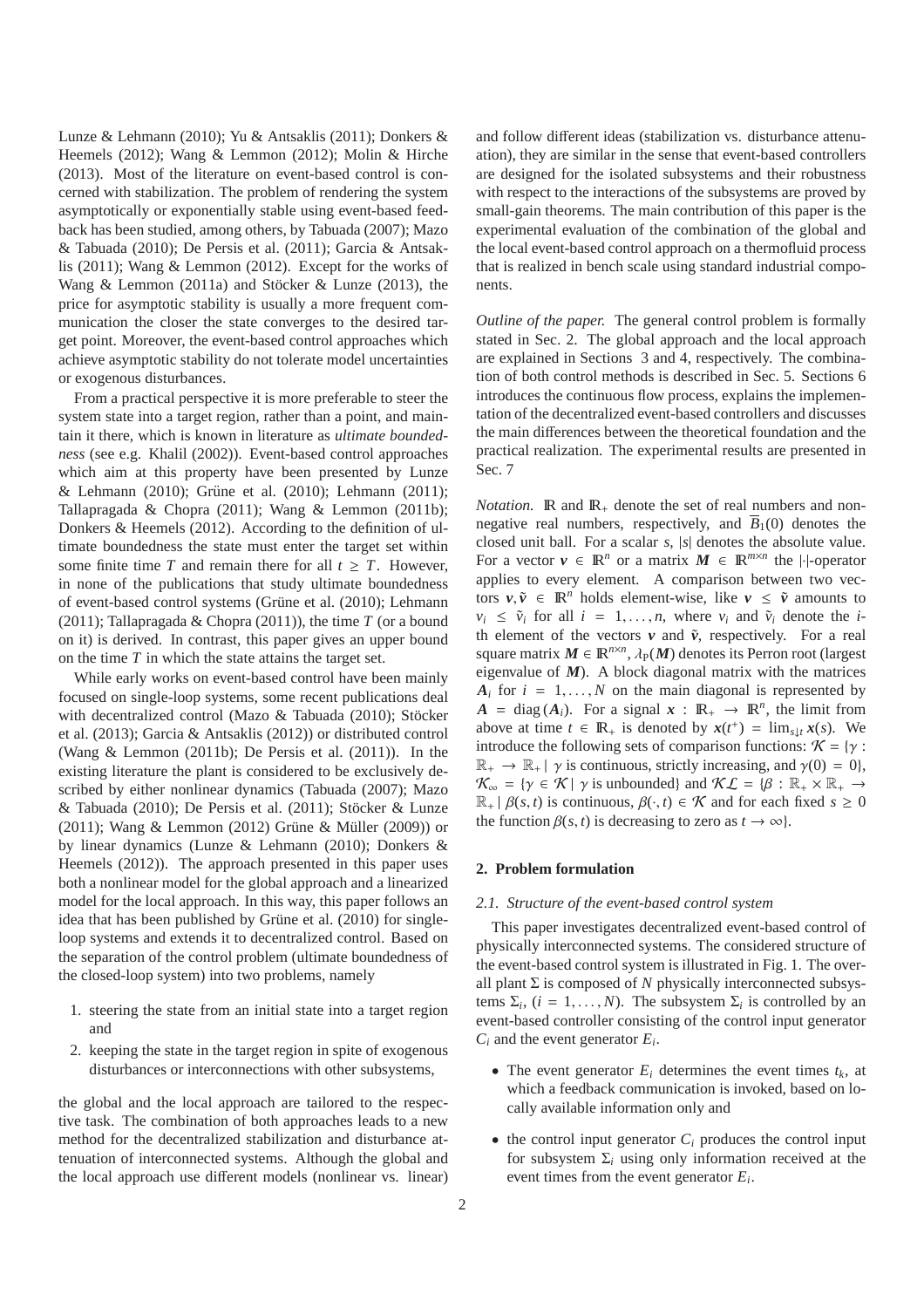Lunze & Lehmann (2010); Yu & Antsaklis (2011); Donkers & Heemels (2012); Wang & Lemmon (2012); Molin & Hirche (2013). Most of the literature on event-based control is concerned with stabilization. The problem of rendering the system asymptotically or exponentially stable using event-based feedback has been studied, among others, by Tabuada (2007); Mazo & Tabuada (2010); De Persis et al. (2011); Garcia & Antsaklis (2011); Wang & Lemmon (2012). Except for the works of Wang & Lemmon (2011a) and Stöcker & Lunze (2013), the price for asymptotic stability is usually a more frequent communication the closer the state converges to the desired target point. Moreover, the event-based control approaches which achieve asymptotic stability do not tolerate model uncertainties or exogenous disturbances.

From a practical perspective it is more preferable to steer the system state into a target region, rather than a point, and maintain it there, which is known in literature as *ultimate boundedness* (see e.g. Khalil (2002)). Event-based control approaches which aim at this property have been presented by Lunze & Lehmann (2010); Grüne et al. (2010); Lehmann (2011); Tallapragada & Chopra (2011); Wang & Lemmon (2011b); Donkers & Heemels (2012). According to the definition of ultimate boundedness the state must enter the target set within some finite time $T$ and remain there for all $t \geq T$. However, in none of the publications that study ultimate boundedness of event-based control systems (Grüne et al. (2010); Lehmann (2011); Tallapragada & Chopra (2011)), the time $T$ (or a bound on it) is derived. In contrast, this paper gives an upper bound on the time $T$ in which the state attains the target set.

While early works on event-based control have been mainly focused on single-loop systems, some recent publications deal with decentralized control (Mazo & Tabuada (2010); Stöcker et al. (2013); Garcia & Antsaklis (2012)) or distributed control (Wang & Lemmon (2011b); De Persis et al. (2011)). In the existing literature the plant is considered to be exclusively described by either nonlinear dynamics (Tabuada (2007); Mazo & Tabuada (2010); De Persis et al. (2011); Stöcker & Lunze (2011); Wang & Lemmon (2012) Grüne & Müller (2009)) or by linear dynamics (Lunze & Lehmann (2010); Donkers & Heemels (2012)). The approach presented in this paper uses both a nonlinear model for the global approach and a linearized model for the local approach. In this way, this paper follows an idea that has been published by Grüne et al. (2010) for single-loop systems and extends it to decentralized control. Based on the separation of the control problem (ultimate boundedness of the closed-loop system) into two problems, namely

1. steering the state from an initial state into a target region and
2. keeping the state in the target region in spite of exogenous disturbances or interconnections with other subsystems,

the global and the local approach are tailored to the respective task. The combination of both approaches leads to a new method for the decentralized stabilization and disturbance attenuation of interconnected systems. Although the global and the local approach use different models (nonlinear vs. linear) and follow different ideas (stabilization vs. disturbance attenuation), they are similar in the sense that event-based controllers are designed for the isolated subsystems and their robustness with respect to the interactions of the subsystems are proved by small-gain theorems. The main contribution of this paper is the experimental evaluation of the combination of the global and the local event-based control approach on a thermofluid process that is realized in bench scale using standard industrial components.

*Outline of the paper.* The general control problem is formally stated in Sec. 2. The global approach and the local approach are explained in Sections 3 and 4, respectively. The combination of both control methods is described in Sec. 5. Sections 6 introduces the continuous flow process, explains the implementation of the decentralized event-based controllers and discusses the main differences between the theoretical foundation and the practical realization. The experimental results are presented in Sec. 7

*Notation.* $\mathbb{R}$ and $\mathbb{R}_+$ denote the set of real numbers and non-negative real numbers, respectively, and $\overline{B}_1(0)$ denotes the closed unit ball. For a scalar $s$, $|s|$ denotes the absolute value. For a vector $\boldsymbol{v} \in \mathbb{R}^n$ or a matrix $\boldsymbol{M} \in \mathbb{R}^{m \times n}$ the $|\cdot|$-operator applies to every element. A comparison between two vectors $\boldsymbol{v}, \tilde{\boldsymbol{v}} \in \mathbb{R}^n$ holds element-wise, like $\boldsymbol{v} \leq \tilde{\boldsymbol{v}}$ amounts to $v_i \leq \tilde{v}_i$ for all $i = 1, \ldots, n$, where $v_i$ and $\tilde{v}_i$ denote the $i$-th element of the vectors $\boldsymbol{v}$ and $\tilde{\boldsymbol{v}}$, respectively. For a real square matrix $\boldsymbol{M} \in \mathbb{R}^{n \times n}$, $\lambda_{\rm P}(\boldsymbol{M})$ denotes its Perron root (largest eigenvalue of $\boldsymbol{M}$). A block diagonal matrix with the matrices $\boldsymbol{A}_i$ for $i = 1, \ldots, N$ on the main diagonal is represented by $\boldsymbol{A} = \operatorname{diag}(\boldsymbol{A}_i)$. For a signal $\boldsymbol{x} : \mathbb{R}_+ \to \mathbb{R}^n$, the limit from above at time $t \in \mathbb{R}_+$ is denoted by $\boldsymbol{x}(t^+) = \lim_{s \downarrow t} \boldsymbol{x}(s)$. We introduce the following sets of comparison functions: $\mathcal{K} = \{\gamma : \mathbb{R}_+ \to \mathbb{R}_+ \mid \gamma$ is continuous, strictly increasing, and $\gamma(0) = 0\}$, $\mathcal{K}_\infty = \{\gamma \in \mathcal{K} \mid \gamma$ is unbounded$\}$ and $\mathcal{KL} = \{\beta : \mathbb{R}_+ \times \mathbb{R}_+ \to \mathbb{R}_+ \mid \beta(s,t)$ is continuous, $\beta(\cdot, t) \in \mathcal{K}$ and for each fixed $s \geq 0$ the function $\beta(s,t)$ is decreasing to zero as $t \to \infty\}$.

## 2. Problem formulation

### 2.1. Structure of the event-based control system

This paper investigates decentralized event-based control of physically interconnected systems. The considered structure of the event-based control system is illustrated in Fig. 1. The overall plant $\Sigma$ is composed of $N$ physically interconnected subsystems $\Sigma_i$, $(i = 1, \ldots, N)$. The subsystem $\Sigma_i$ is controlled by an event-based controller consisting of the control input generator $C_i$ and the event generator $E_i$.

- The event generator $E_i$ determines the event times $t_k$, at which a feedback communication is invoked, based on locally available information only and
- the control input generator $C_i$ produces the control input for subsystem $\Sigma_i$ using only information received at the event times from the event generator $E_i$.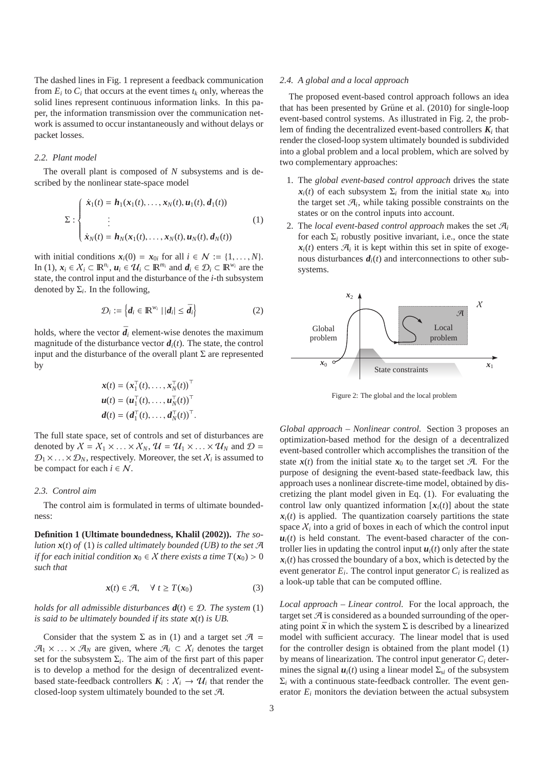The dashed lines in Fig. 1 represent a feedback communication from $E_i$ to $C_i$ that occurs at the event times $t_k$ only, whereas the solid lines represent continuous information links. In this paper, the information transmission over the communication network is assumed to occur instantaneously and without delays or packet losses.

### 2.2. Plant model

The overall plant is composed of $N$ subsystems and is described by the nonlinear state-space model

$$\Sigma : \begin{cases} \dot{\boldsymbol{x}}_1(t) = \boldsymbol{h}_1(\boldsymbol{x}_1(t), \ldots, \boldsymbol{x}_N(t), \boldsymbol{u}_1(t), \boldsymbol{d}_1(t)) \\ \quad\vdots \\ \dot{\boldsymbol{x}}_N(t) = \boldsymbol{h}_N(\boldsymbol{x}_1(t), \ldots, \boldsymbol{x}_N(t), \boldsymbol{u}_N(t), \boldsymbol{d}_N(t)) \end{cases} \tag{1}$$

with initial conditions $\boldsymbol{x}_i(0) = \boldsymbol{x}_{0i}$ for all $i \in \mathcal{N} := \{1, \ldots, N\}$. In (1), $\boldsymbol{x}_i \in \mathcal{X}_i \subset \mathbb{R}^{n_i}$, $\boldsymbol{u}_i \in \mathcal{U}_i \subset \mathbb{R}^{m_i}$ and $\boldsymbol{d}_i \in \mathcal{D}_i \subset \mathbb{R}^{w_i}$ are the state, the control input and the disturbance of the $i$-th subsystem denoted by $\Sigma_i$. In the following,

$$\mathcal{D}_i := \left\{ \boldsymbol{d}_i \in \mathbb{R}^{w_i} \mid |\boldsymbol{d}_i| \leq \bar{\boldsymbol{d}}_i \right\} \tag{2}$$

holds, where the vector $\bar{\boldsymbol{d}}_i$ element-wise denotes the maximum magnitude of the disturbance vector $\boldsymbol{d}_i(t)$. The state, the control input and the disturbance of the overall plant $\Sigma$ are represented by

$$\begin{aligned} \boldsymbol{x}(t) &= (\boldsymbol{x}_1^\top(t), \ldots, \boldsymbol{x}_N^\top(t))^\top \\ \boldsymbol{u}(t) &= (\boldsymbol{u}_1^\top(t), \ldots, \boldsymbol{u}_N^\top(t))^\top \\ \boldsymbol{d}(t) &= (\boldsymbol{d}_1^\top(t), \ldots, \boldsymbol{d}_N^\top(t))^\top. \end{aligned}$$

The full state space, set of controls and set of disturbances are denoted by $\mathcal{X} = \mathcal{X}_1 \times \ldots \times \mathcal{X}_N$, $\mathcal{U} = \mathcal{U}_1 \times \ldots \times \mathcal{U}_N$ and $\mathcal{D} = \mathcal{D}_1 \times \ldots \times \mathcal{D}_N$, respectively. Moreover, the set $\mathcal{X}_i$ is assumed to be compact for each $i \in \mathcal{N}$.

### 2.3. Control aim

The control aim is formulated in terms of ultimate boundedness:

**Definition 1 (Ultimate boundedness, Khalil (2002)).** *The solution $\boldsymbol{x}(t)$ of (1) is called ultimately bounded (UB) to the set $\mathcal{A}$ if for each initial condition $\boldsymbol{x}_0 \in \mathcal{X}$ there exists a time $T(\boldsymbol{x}_0) > 0$ such that*

$$\boldsymbol{x}(t) \in \mathcal{A}, \quad \forall\ t \geq T(\boldsymbol{x}_0) \tag{3}$$

*holds for all admissible disturbances $\boldsymbol{d}(t) \in \mathcal{D}$. The system (1) is said to be ultimately bounded if its state $\boldsymbol{x}(t)$ is UB.*

Consider that the system $\Sigma$ as in (1) and a target set $\mathcal{A} = \mathcal{A}_1 \times \ldots \times \mathcal{A}_N$ are given, where $\mathcal{A}_i \subset \mathcal{X}_i$ denotes the target set for the subsystem $\Sigma_i$. The aim of the first part of this paper is to develop a method for the design of decentralized event-based state-feedback controllers $\boldsymbol{K}_i : \mathcal{X}_i \to \mathcal{U}_i$ that render the closed-loop system ultimately bounded to the set $\mathcal{A}$.

### 2.4. A global and a local approach

The proposed event-based control approach follows an idea that has been presented by Grüne et al. (2010) for single-loop event-based control systems. As illustrated in Fig. 2, the problem of finding the decentralized event-based controllers $\boldsymbol{K}_i$ that render the closed-loop system ultimately bounded is subdivided into a global problem and a local problem, which are solved by two complementary approaches:

1. The *global event-based control approach* drives the state $\boldsymbol{x}_i(t)$ of each subsystem $\Sigma_i$ from the initial state $\boldsymbol{x}_{0i}$ into the target set $\mathcal{A}_i$, while taking possible constraints on the states or on the control inputs into account.
2. The *local event-based control approach* makes the set $\mathcal{A}_i$ for each $\Sigma_i$ robustly positive invariant, i.e., once the state $\boldsymbol{x}_i(t)$ enters $\mathcal{A}_i$ it is kept within this set in spite of exogenous disturbances $\boldsymbol{d}_i(t)$ and interconnections to other subsystems.

$\boldsymbol{x}_2$
$\mathcal{X}$
$\mathcal{A}$
Global problem
Local problem
$\boldsymbol{x}_0$
State constraints
$\boldsymbol{x}_1$

Figure 2: The global and the local problem

*Global approach – Nonlinear control.* Section 3 proposes an optimization-based method for the design of a decentralized event-based controller which accomplishes the transition of the state $\boldsymbol{x}(t)$ from the initial state $\boldsymbol{x}_0$ to the target set $\mathcal{A}$. For the purpose of designing the event-based state-feedback law, this approach uses a nonlinear discrete-time model, obtained by discretizing the plant model given in Eq. (1). For evaluating the control law only quantized information $[\boldsymbol{x}_i(t)]$ about the state $\boldsymbol{x}_i(t)$ is applied. The quantization coarsely partitions the state space $\mathcal{X}_i$ into a grid of boxes in each of which the control input $\boldsymbol{u}_i(t)$ is held constant. The event-based character of the controller lies in updating the control input $\boldsymbol{u}_i(t)$ only after the state $\boldsymbol{x}_i(t)$ has crossed the boundary of a box, which is detected by the event generator $E_i$. The control input generator $C_i$ is realized as a look-up table that can be computed offline.

*Local approach – Linear control.* For the local approach, the target set $\mathcal{A}$ is considered as a bounded surrounding of the operating point $\bar{\boldsymbol{x}}$ in which the system $\Sigma$ is described by a linearized model with sufficient accuracy. The linear model that is used for the controller design is obtained from the plant model (1) by means of linearization. The control input generator $C_i$ determines the signal $\boldsymbol{u}_i(t)$ using a linear model $\Sigma_{si}$ of the subsystem $\Sigma_i$ with a continuous state-feedback controller. The event generator $E_i$ monitors the deviation between the actual subsystem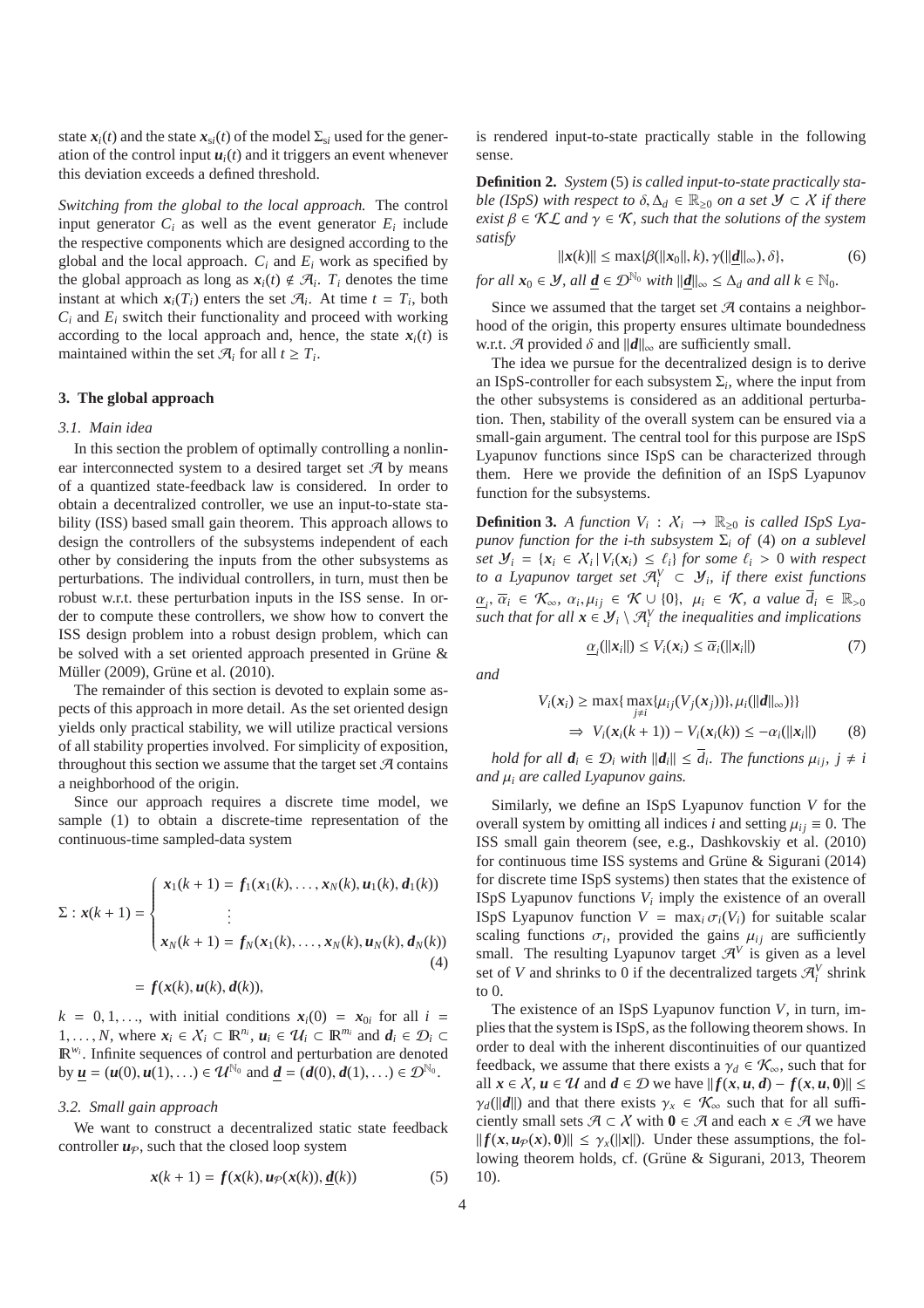state $\boldsymbol{x}_i(t)$ and the state $\boldsymbol{x}_{si}(t)$ of the model $\Sigma_{si}$ used for the generation of the control input $\boldsymbol{u}_i(t)$ and it triggers an event whenever this deviation exceeds a defined threshold.

*Switching from the global to the local approach.* The control input generator $C_i$ as well as the event generator $E_i$ include the respective components which are designed according to the global and the local approach. $C_i$ and $E_i$ work as specified by the global approach as long as $\boldsymbol{x}_i(t) \notin \mathcal{A}_i$. $T_i$ denotes the time instant at which $\boldsymbol{x}_i(T_i)$ enters the set $\mathcal{A}_i$. At time $t = T_i$, both $C_i$ and $E_i$ switch their functionality and proceed with working according to the local approach and, hence, the state $\boldsymbol{x}_i(t)$ is maintained within the set $\mathcal{A}_i$ for all $t \geq T_i$.

## 3. The global approach

### 3.1. Main idea

In this section the problem of optimally controlling a nonlinear interconnected system to a desired target set $\mathcal{A}$ by means of a quantized state-feedback law is considered. In order to obtain a decentralized controller, we use an input-to-state stability (ISS) based small gain theorem. This approach allows to design the controllers of the subsystems independent of each other by considering the inputs from the other subsystems as perturbations. The individual controllers, in turn, must then be robust w.r.t. these perturbation inputs in the ISS sense. In order to compute these controllers, we show how to convert the ISS design problem into a robust design problem, which can be solved with a set oriented approach presented in Grüne & Müller (2009), Grüne et al. (2010).

The remainder of this section is devoted to explain some aspects of this approach in more detail. As the set oriented design yields only practical stability, we will utilize practical versions of all stability properties involved. For simplicity of exposition, throughout this section we assume that the target set $\mathcal{A}$ contains a neighborhood of the origin.

Since our approach requires a discrete time model, we sample (1) to obtain a discrete-time representation of the continuous-time sampled-data system

$$
\Sigma : \boldsymbol{x}(k+1) = \begin{cases} \boldsymbol{x}_1(k+1) = \boldsymbol{f}_1(\boldsymbol{x}_1(k), \ldots, \boldsymbol{x}_N(k), \boldsymbol{u}_1(k), \boldsymbol{d}_1(k)) \\ \vdots \\ \boldsymbol{x}_N(k+1) = \boldsymbol{f}_N(\boldsymbol{x}_1(k), \ldots, \boldsymbol{x}_N(k), \boldsymbol{u}_N(k), \boldsymbol{d}_N(k)) \end{cases} \tag{4}
$$
$$
= \boldsymbol{f}(\boldsymbol{x}(k), \boldsymbol{u}(k), \boldsymbol{d}(k)),
$$

$k = 0, 1, \ldots$, with initial conditions $\boldsymbol{x}_i(0) = \boldsymbol{x}_{0i}$ for all $i = 1, \ldots, N$, where $\boldsymbol{x}_i \in \mathcal{X}_i \subset \mathbb{R}^{n_i}$, $\boldsymbol{u}_i \in \mathcal{U}_i \subset \mathbb{R}^{m_i}$ and $\boldsymbol{d}_i \in \mathcal{D}_i \subset \mathbb{R}^{w_i}$. Infinite sequences of control and perturbation are denoted by $\underline{\boldsymbol{u}} = (\boldsymbol{u}(0), \boldsymbol{u}(1), \ldots) \in \mathcal{U}^{\mathbb{N}_0}$ and $\underline{\boldsymbol{d}} = (\boldsymbol{d}(0), \boldsymbol{d}(1), \ldots) \in \mathcal{D}^{\mathbb{N}_0}$.

### 3.2. Small gain approach

We want to construct a decentralized static state feedback controller $\boldsymbol{u}_{\mathcal{P}}$, such that the closed loop system

$$
\boldsymbol{x}(k+1) = \boldsymbol{f}(\boldsymbol{x}(k), \boldsymbol{u}_{\mathcal{P}}(\boldsymbol{x}(k)), \underline{\boldsymbol{d}}(k)) \tag{5}
$$

is rendered input-to-state practically stable in the following sense.

**Definition 2.** *System* (5) *is called input-to-state practically stable (ISpS) with respect to $\delta, \Delta_d \in \mathbb{R}_{\geq 0}$ on a set $\mathcal{Y} \subset \mathcal{X}$ if there exist $\beta \in \mathcal{KL}$ and $\gamma \in \mathcal{K}$, such that the solutions of the system satisfy*

$$
\|\boldsymbol{x}(k)\| \leq \max\{\beta(\|\boldsymbol{x}_0\|, k), \gamma(\|\underline{\boldsymbol{d}}\|_\infty), \delta\}, \tag{6}
$$

*for all $\boldsymbol{x}_0 \in \mathcal{Y}$, all $\underline{\boldsymbol{d}} \in \mathcal{D}^{\mathbb{N}_0}$ with $\|\underline{\boldsymbol{d}}\|_\infty \leq \Delta_d$ and all $k \in \mathbb{N}_0$.*

Since we assumed that the target set $\mathcal{A}$ contains a neighborhood of the origin, this property ensures ultimate boundedness w.r.t. $\mathcal{A}$ provided $\delta$ and $\|\boldsymbol{d}\|_\infty$ are sufficiently small.

The idea we pursue for the decentralized design is to derive an ISpS-controller for each subsystem $\Sigma_i$, where the input from the other subsystems is considered as an additional perturbation. Then, stability of the overall system can be ensured via a small-gain argument. The central tool for this purpose are ISpS Lyapunov functions since ISpS can be characterized through them. Here we provide the definition of an ISpS Lyapunov function for the subsystems.

**Definition 3.** *A function $V_i : \mathcal{X}_i \to \mathbb{R}_{\geq 0}$ is called ISpS Lyapunov function for the i-th subsystem $\Sigma_i$ of* (4) *on a sublevel set $\mathcal{Y}_i = \{\boldsymbol{x}_i \in \mathcal{X}_i \,|\, V_i(\boldsymbol{x}_i) \leq \ell_i\}$ for some $\ell_i > 0$ with respect to a Lyapunov target set $\mathcal{A}_i^V \subset \mathcal{Y}_i$, if there exist functions $\underline{\alpha}_i, \overline{\alpha}_i \in \mathcal{K}_\infty$, $\alpha_i, \mu_{ij} \in \mathcal{K} \cup \{0\}$, $\mu_i \in \mathcal{K}$, a value $\overline{d}_i \in \mathbb{R}_{>0}$ such that for all $\boldsymbol{x} \in \mathcal{Y}_i \setminus \mathcal{A}_i^V$ the inequalities and implications*

$$
\underline{\alpha}_i(\|\boldsymbol{x}_i\|) \leq V_i(\boldsymbol{x}_i) \leq \overline{\alpha}_i(\|\boldsymbol{x}_i\|) \tag{7}
$$

*and*

$$
\begin{aligned}
V_i(\boldsymbol{x}_i) &\geq \max\{\max_{j \neq i}\{\mu_{ij}(V_j(\boldsymbol{x}_j))\}, \mu_i(\|\boldsymbol{d}\|_\infty)\}\} \\
&\Rightarrow\ V_i(\boldsymbol{x}_i(k+1)) - V_i(\boldsymbol{x}_i(k)) \leq -\alpha_i(\|\boldsymbol{x}_i\|)
\end{aligned} \tag{8}
$$

*hold for all $\boldsymbol{d}_i \in \mathcal{D}_i$ with $\|\boldsymbol{d}_i\| \leq \overline{d}_i$. The functions $\mu_{ij}$, $j \neq i$ and $\mu_i$ are called Lyapunov gains.*

Similarly, we define an ISpS Lyapunov function $V$ for the overall system by omitting all indices $i$ and setting $\mu_{ij} \equiv 0$. The ISS small gain theorem (see, e.g., Dashkovskiy et al. (2010) for continuous time ISS systems and Grüne & Sigurani (2014) for discrete time ISpS systems) then states that the existence of ISpS Lyapunov functions $V_i$ imply the existence of an overall ISpS Lyapunov function $V = \max_i \sigma_i(V_i)$ for suitable scalar scaling functions $\sigma_i$, provided the gains $\mu_{ij}$ are sufficiently small. The resulting Lyapunov target $\mathcal{A}^V$ is given as a level set of $V$ and shrinks to 0 if the decentralized targets $\mathcal{A}_i^V$ shrink to 0.

The existence of an ISpS Lyapunov function $V$, in turn, implies that the system is ISpS, as the following theorem shows. In order to deal with the inherent discontinuities of our quantized feedback, we assume that there exists a $\gamma_d \in \mathcal{K}_\infty$, such that for all $\boldsymbol{x} \in \mathcal{X}$, $\boldsymbol{u} \in \mathcal{U}$ and $\boldsymbol{d} \in \mathcal{D}$ we have $\|\boldsymbol{f}(\boldsymbol{x}, \boldsymbol{u}, \boldsymbol{d}) - \boldsymbol{f}(\boldsymbol{x}, \boldsymbol{u}, \boldsymbol{0})\| \leq \gamma_d(\|\boldsymbol{d}\|)$ and that there exists $\gamma_x \in \mathcal{K}_\infty$ such that for all sufficiently small sets $\mathcal{A} \subset \mathcal{X}$ with $\boldsymbol{0} \in \mathcal{A}$ and each $\boldsymbol{x} \in \mathcal{A}$ we have $\|\boldsymbol{f}(\boldsymbol{x}, \boldsymbol{u}_{\mathcal{P}}(\boldsymbol{x}), \boldsymbol{0})\| \leq \gamma_x(\|\boldsymbol{x}\|)$. Under these assumptions, the following theorem holds, cf. (Grüne & Sigurani, 2013, Theorem 10).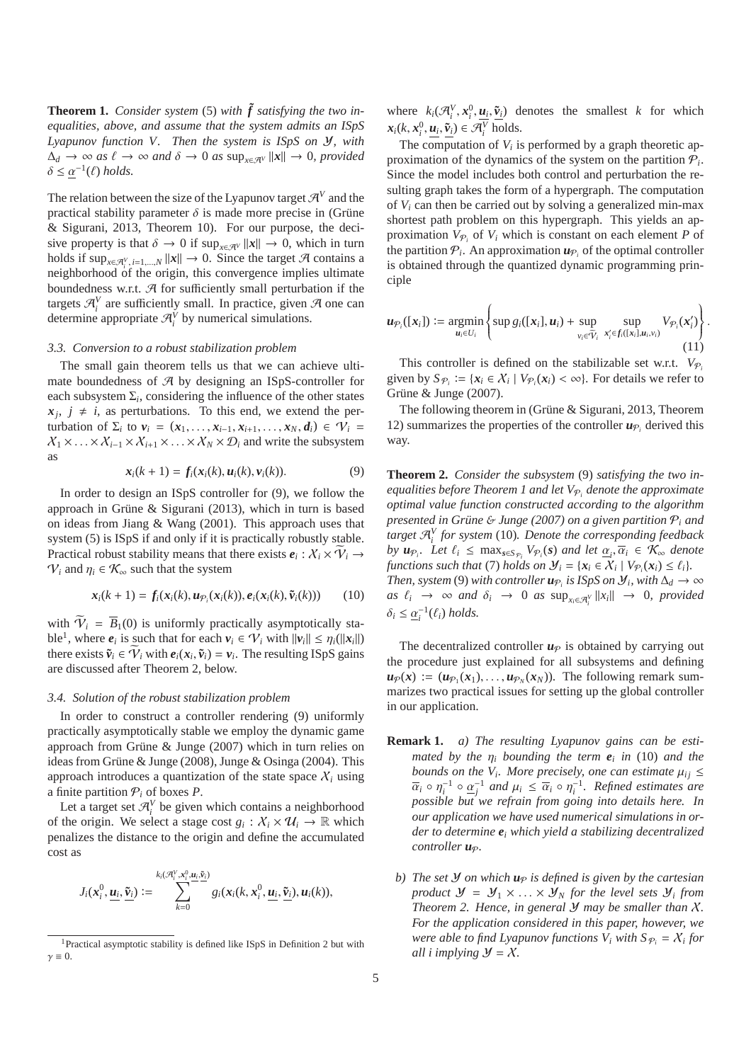**Theorem 1.** *Consider system* (5) *with $\tilde{\boldsymbol{f}}$ satisfying the two inequalities, above, and assume that the system admits an ISpS Lyapunov function $V$. Then the system is ISpS on $\mathcal{Y}$, with $\Delta_d \to \infty$ as $\ell \to \infty$ and $\delta \to 0$ as $\sup_{x\in\mathcal{A}^V} \|x\| \to 0$, provided $\delta \le \underline{\alpha}^{-1}(\ell)$ holds.*

The relation between the size of the Lyapunov target $\mathcal{A}^V$ and the practical stability parameter $\delta$ is made more precise in (Grüne & Sigurani, 2013, Theorem 10). For our purpose, the decisive property is that $\delta \to 0$ if $\sup_{x\in\mathcal{A}^V} \|x\| \to 0$, which in turn holds if $\sup_{x\in\mathcal{A}_i^V, i=1,\ldots,N} \|x\| \to 0$. Since the target $\mathcal{A}$ contains a neighborhood of the origin, this convergence implies ultimate boundedness w.r.t. $\mathcal{A}$ for sufficiently small perturbation if the targets $\mathcal{A}_i^V$ are sufficiently small. In practice, given $\mathcal{A}$ one can determine appropriate $\mathcal{A}_i^V$ by numerical simulations.

### 3.3. Conversion to a robust stabilization problem

The small gain theorem tells us that we can achieve ultimate boundedness of $\mathcal{A}$ by designing an ISpS-controller for each subsystem $\Sigma_i$, considering the influence of the other states $\boldsymbol{x}_j$, $j \neq i$, as perturbations. To this end, we extend the perturbation of $\Sigma_i$ to $\boldsymbol{v}_i = (\boldsymbol{x}_1, \ldots, \boldsymbol{x}_{i-1}, \boldsymbol{x}_{i+1}, \ldots, \boldsymbol{x}_N, \boldsymbol{d}_i) \in \mathcal{V}_i = X_1 \times \ldots \times X_{i-1} \times X_{i+1} \times \ldots \times X_N \times \mathcal{D}_i$ and write the subsystem as

$$\boldsymbol{x}_i(k+1) = \boldsymbol{f}_i(\boldsymbol{x}_i(k), \boldsymbol{u}_i(k), \boldsymbol{v}_i(k)). \tag{9}$$

In order to design an ISpS controller for (9), we follow the approach in Grüne & Sigurani (2013), which in turn is based on ideas from Jiang & Wang (2001). This approach uses that system (5) is ISpS if and only if it is practically robustly stable. Practical robust stability means that there exists $\boldsymbol{e}_i : X_i \times \widetilde{\mathcal{V}}_i \to \mathcal{V}_i$ and $\eta_i \in \mathcal{K}_\infty$ such that the system

$$\boldsymbol{x}_i(k+1) = \boldsymbol{f}_i(\boldsymbol{x}_i(k), \boldsymbol{u}_{\mathcal{P}_i}(\boldsymbol{x}_i(k)), \boldsymbol{e}_i(\boldsymbol{x}_i(k), \tilde{\boldsymbol{v}}_i(k))) \tag{10}$$

with $\widetilde{\mathcal{V}}_i = \overline{B}_1(0)$ is uniformly practically asymptotically stable[1], where $\boldsymbol{e}_i$ is such that for each $\boldsymbol{v}_i \in \mathcal{V}_i$ with $\|\boldsymbol{v}_i\| \le \eta_i(\|\boldsymbol{x}_i\|)$ there exists $\tilde{\boldsymbol{v}}_i \in \widetilde{\mathcal{V}}_i$ with $\boldsymbol{e}_i(\boldsymbol{x}_i, \tilde{\boldsymbol{v}}_i) = \boldsymbol{v}_i$. The resulting ISpS gains are discussed after Theorem 2, below.

### 3.4. Solution of the robust stabilization problem

In order to construct a controller rendering (9) uniformly practically asymptotically stable we employ the dynamic game approach from Grüne & Junge (2007) which in turn relies on ideas from Grüne & Junge (2008), Junge & Osinga (2004). This approach introduces a quantization of the state space $X_i$ using a finite partition $\mathcal{P}_i$ of boxes $P$.

Let a target set $\mathcal{A}_i^V$ be given which contains a neighborhood of the origin. We select a stage cost $g_i : X_i \times \mathcal{U}_i \to \mathbb{R}$ which penalizes the distance to the origin and define the accumulated cost as

$$J_i(\boldsymbol{x}_i^0, \underline{\boldsymbol{u}_i}, \underline{\tilde{\boldsymbol{v}}_i}) := \sum_{k=0}^{k_i(\mathcal{A}_i^V, \boldsymbol{x}_i^0, \underline{\boldsymbol{u}_i}, \underline{\tilde{\boldsymbol{v}}_i})} g_i(\boldsymbol{x}_i(k, \boldsymbol{x}_i^0, \underline{\boldsymbol{u}_i}, \underline{\tilde{\boldsymbol{v}}_i}), \boldsymbol{u}_i(k)),$$

where $k_i(\mathcal{A}_i^V, \boldsymbol{x}_i^0, \underline{\boldsymbol{u}_i}, \underline{\tilde{\boldsymbol{v}}_i})$ denotes the smallest $k$ for which $\boldsymbol{x}_i(k, \boldsymbol{x}_i^0, \underline{\boldsymbol{u}_i}, \underline{\tilde{\boldsymbol{v}}_i}) \in \mathcal{A}_i^V$ holds.

The computation of $V_i$ is performed by a graph theoretic approximation of the dynamics of the system on the partition $\mathcal{P}_i$. Since the model includes both control and perturbation the resulting graph takes the form of a hypergraph. The computation of $V_i$ can then be carried out by solving a generalized min-max shortest path problem on this hypergraph. This yields an approximation $V_{\mathcal{P}_i}$ of $V_i$ which is constant on each element $P$ of the partition $\mathcal{P}_i$. An approximation $\boldsymbol{u}_{\mathcal{P}_i}$ of the optimal controller is obtained through the quantized dynamic programming principle

$$\boldsymbol{u}_{\mathcal{P}_i}([\boldsymbol{x}_i]) := \operatorname*{argmin}_{\boldsymbol{u}_i \in U_i} \left\{ \sup g_i([\boldsymbol{x}_i], \boldsymbol{u}_i) + \sup_{\boldsymbol{v}_i \in \widetilde{\mathcal{V}}_i} \sup_{\boldsymbol{x}_i' \in \boldsymbol{f}_i([\boldsymbol{x}_i], \boldsymbol{u}_i, \boldsymbol{v}_i)} V_{\mathcal{P}_i}(\boldsymbol{x}_i') \right\}. \tag{11}$$

This controller is defined on the stabilizable set w.r.t. $V_{\mathcal{P}_i}$ given by $S_{\mathcal{P}_i} := \{\boldsymbol{x}_i \in X_i \mid V_{\mathcal{P}_i}(\boldsymbol{x}_i) < \infty\}$. For details we refer to Grüne & Junge (2007).

The following theorem in (Grüne & Sigurani, 2013, Theorem 12) summarizes the properties of the controller $\boldsymbol{u}_{\mathcal{P}_i}$ derived this way.

**Theorem 2.** *Consider the subsystem* (9) *satisfying the two inequalities before Theorem 1 and let $V_{\mathcal{P}_i}$ denote the approximate optimal value function constructed according to the algorithm presented in Grüne & Junge (2007) on a given partition $\mathcal{P}_i$ and target $\mathcal{A}_i^V$ for system* (10)*. Denote the corresponding feedback by $\boldsymbol{u}_{\mathcal{P}_i}$. Let $\ell_i \le \max_{\boldsymbol{s}\in S_{\mathcal{P}_i}} V_{\mathcal{P}_i}(\boldsymbol{s})$ and let $\underline{\alpha}_i, \overline{\alpha}_i \in \mathcal{K}_\infty$ denote functions such that* (7) *holds on $\mathcal{Y}_i = \{\boldsymbol{x}_i \in X_i \mid V_{\mathcal{P}_i}(\boldsymbol{x}_i) \le \ell_i\}$. Then, system* (9) *with controller $\boldsymbol{u}_{\mathcal{P}_i}$ is ISpS on $\mathcal{Y}_i$, with $\Delta_d \to \infty$ as $\ell_i \to \infty$ and $\delta_i \to 0$ as $\sup_{x_i\in\mathcal{A}_i^V} \|x_i\| \to 0$, provided $\delta_i \le \underline{\alpha}_i^{-1}(\ell_i)$ holds.*

The decentralized controller $\boldsymbol{u}_{\mathcal{P}}$ is obtained by carrying out the procedure just explained for all subsystems and defining $\boldsymbol{u}_{\mathcal{P}}(\boldsymbol{x}) := (\boldsymbol{u}_{\mathcal{P}_1}(\boldsymbol{x}_1), \ldots, \boldsymbol{u}_{\mathcal{P}_N}(\boldsymbol{x}_N))$. The following remark summarizes two practical issues for setting up the global controller in our application.

**Remark 1.** *a) The resulting Lyapunov gains can be estimated by the $\eta_i$ bounding the term $\boldsymbol{e}_i$ in* (10) *and the bounds on the $V_i$. More precisely, one can estimate $\mu_{ij} \le \overline{\alpha}_i \circ \eta_i^{-1} \circ \underline{\alpha}_j^{-1}$ and $\mu_i \le \overline{\alpha}_i \circ \eta_i^{-1}$. Refined estimates are possible but we refrain from going into details here. In our application we have used numerical simulations in order to determine $\boldsymbol{e}_i$ which yield a stabilizing decentralized controller $\boldsymbol{u}_{\mathcal{P}}$.*

*b) The set $\mathcal{Y}$ on which $\boldsymbol{u}_{\mathcal{P}}$ is defined is given by the cartesian product $\mathcal{Y} = \mathcal{Y}_1 \times \ldots \times \mathcal{Y}_N$ for the level sets $\mathcal{Y}_i$ from Theorem 2. Hence, in general $\mathcal{Y}$ may be smaller than $X$. For the application considered in this paper, however, we were able to find Lyapunov functions $V_i$ with $S_{\mathcal{P}_i} = X_i$ for all $i$ implying $\mathcal{Y} = X$.*

[1] Practical asymptotic stability is defined like ISpS in Definition 2 but with $\gamma \equiv 0$.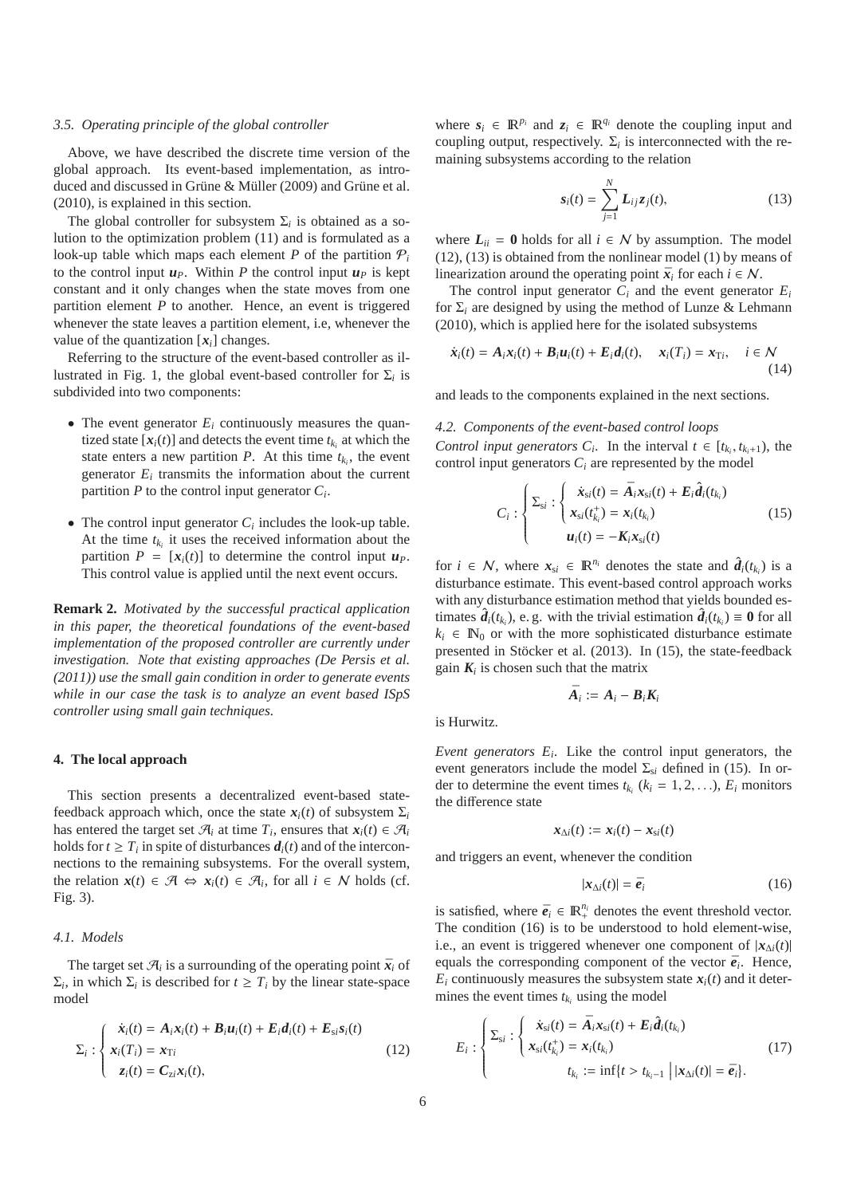### 3.5. Operating principle of the global controller

Above, we have described the discrete time version of the global approach. Its event-based implementation, as introduced and discussed in Grüne & Müller (2009) and Grüne et al. (2010), is explained in this section.

The global controller for subsystem $\Sigma_i$ is obtained as a solution to the optimization problem (11) and is formulated as a look-up table which maps each element $P$ of the partition $\mathcal{P}_i$ to the control input $\boldsymbol{u}_P$. Within $P$ the control input $\boldsymbol{u}_P$ is kept constant and it only changes when the state moves from one partition element $P$ to another. Hence, an event is triggered whenever the state leaves a partition element, i.e, whenever the value of the quantization $[\boldsymbol{x}_i]$ changes.

Referring to the structure of the event-based controller as illustrated in Fig. 1, the global event-based controller for $\Sigma_i$ is subdivided into two components:

- The event generator $E_i$ continuously measures the quantized state $[\boldsymbol{x}_i(t)]$ and detects the event time $t_{k_i}$ at which the state enters a new partition $P$. At this time $t_{k_i}$, the event generator $E_i$ transmits the information about the current partition $P$ to the control input generator $C_i$.
- The control input generator $C_i$ includes the look-up table. At the time $t_{k_i}$ it uses the received information about the partition $P = [\boldsymbol{x}_i(t)]$ to determine the control input $\boldsymbol{u}_P$. This control value is applied until the next event occurs.

**Remark 2.** *Motivated by the successful practical application in this paper, the theoretical foundations of the event-based implementation of the proposed controller are currently under investigation. Note that existing approaches (De Persis et al. (2011)) use the small gain condition in order to generate events while in our case the task is to analyze an event based ISpS controller using small gain techniques.*

## 4. The local approach

This section presents a decentralized event-based state-feedback approach which, once the state $\boldsymbol{x}_i(t)$ of subsystem $\Sigma_i$ has entered the target set $\mathcal{A}_i$ at time $T_i$, ensures that $\boldsymbol{x}_i(t) \in \mathcal{A}_i$ holds for $t \geq T_i$ in spite of disturbances $\boldsymbol{d}_i(t)$ and of the interconnections to the remaining subsystems. For the overall system, the relation $\boldsymbol{x}(t) \in \mathcal{A} \Leftrightarrow \boldsymbol{x}_i(t) \in \mathcal{A}_i$, for all $i \in \mathcal{N}$ holds (cf. Fig. 3).

### 4.1. Models

The target set $\mathcal{A}_i$ is a surrounding of the operating point $\bar{\boldsymbol{x}}_i$ of $\Sigma_i$, in which $\Sigma_i$ is described for $t \geq T_i$ by the linear state-space model

$$
\Sigma_i : \begin{cases} \dot{\boldsymbol{x}}_i(t) = \boldsymbol{A}_i \boldsymbol{x}_i(t) + \boldsymbol{B}_i \boldsymbol{u}_i(t) + \boldsymbol{E}_i \boldsymbol{d}_i(t) + \boldsymbol{E}_{si} \boldsymbol{s}_i(t) \\ \boldsymbol{x}_i(T_i) = \boldsymbol{x}_{Ti} \\ \boldsymbol{z}_i(t) = \boldsymbol{C}_{zi} \boldsymbol{x}_i(t), \end{cases} \tag{12}
$$

where $\boldsymbol{s}_i \in \mathbb{R}^{p_i}$ and $\boldsymbol{z}_i \in \mathbb{R}^{q_i}$ denote the coupling input and coupling output, respectively. $\Sigma_i$ is interconnected with the remaining subsystems according to the relation

$$
\boldsymbol{s}_i(t) = \sum_{j=1}^{N} \boldsymbol{L}_{ij} \boldsymbol{z}_j(t), \tag{13}
$$

where $\boldsymbol{L}_{ii} = \boldsymbol{0}$ holds for all $i \in \mathcal{N}$ by assumption. The model (12), (13) is obtained from the nonlinear model (1) by means of linearization around the operating point $\bar{\boldsymbol{x}}_i$ for each $i \in \mathcal{N}$.

The control input generator $C_i$ and the event generator $E_i$ for $\Sigma_i$ are designed by using the method of Lunze & Lehmann (2010), which is applied here for the isolated subsystems

$$
\dot{\boldsymbol{x}}_i(t) = \boldsymbol{A}_i \boldsymbol{x}_i(t) + \boldsymbol{B}_i \boldsymbol{u}_i(t) + \boldsymbol{E}_i \boldsymbol{d}_i(t), \quad \boldsymbol{x}_i(T_i) = \boldsymbol{x}_{Ti}, \quad i \in \mathcal{N} \tag{14}
$$

and leads to the components explained in the next sections.

### 4.2. Components of the event-based control loops

*Control input generators $C_i$.* In the interval $t \in [t_{k_i}, t_{k_i+1})$, the control input generators $C_i$ are represented by the model

$$
C_i : \begin{cases} \Sigma_{si} : \begin{cases} \dot{\boldsymbol{x}}_{si}(t) = \bar{\boldsymbol{A}}_i \boldsymbol{x}_{si}(t) + \boldsymbol{E}_i \hat{\boldsymbol{d}}_i(t_{k_i}) \\ \boldsymbol{x}_{si}(t_{k_i}^+) = \boldsymbol{x}_i(t_{k_i}) \end{cases} \\ \boldsymbol{u}_i(t) = -\boldsymbol{K}_i \boldsymbol{x}_{si}(t) \end{cases} \tag{15}
$$

for $i \in \mathcal{N}$, where $\boldsymbol{x}_{si} \in \mathbb{R}^{n_i}$ denotes the state and $\hat{\boldsymbol{d}}_i(t_{k_i})$ is a disturbance estimate. This event-based control approach works with any disturbance estimation method that yields bounded estimates $\hat{\boldsymbol{d}}_i(t_{k_i})$, e.g. with the trivial estimation $\hat{\boldsymbol{d}}_i(t_{k_i}) \equiv \boldsymbol{0}$ for all $k_i \in \mathbb{N}_0$ or with the more sophisticated disturbance estimate presented in Stöcker et al. (2013). In (15), the state-feedback gain $\boldsymbol{K}_i$ is chosen such that the matrix

$$
\bar{\boldsymbol{A}}_i := \boldsymbol{A}_i - \boldsymbol{B}_i \boldsymbol{K}_i
$$

is Hurwitz.

*Event generators $E_i$.* Like the control input generators, the event generators include the model $\Sigma_{si}$ defined in (15). In order to determine the event times $t_{k_i}$ ($k_i = 1, 2, \ldots$), $E_i$ monitors the difference state

$$
\boldsymbol{x}_{\Delta i}(t) := \boldsymbol{x}_i(t) - \boldsymbol{x}_{si}(t)
$$

and triggers an event, whenever the condition

$$
|\boldsymbol{x}_{\Delta i}(t)| = \bar{\boldsymbol{e}}_i \tag{16}
$$

is satisfied, where $\bar{\boldsymbol{e}}_i \in \mathbb{R}_+^{n_i}$ denotes the event threshold vector. The condition (16) is to be understood to hold element-wise, i.e., an event is triggered whenever one component of $|\boldsymbol{x}_{\Delta i}(t)|$ equals the corresponding component of the vector $\bar{\boldsymbol{e}}_i$. Hence, $E_i$ continuously measures the subsystem state $\boldsymbol{x}_i(t)$ and it determines the event times $t_{k_i}$ using the model

$$
E_i : \begin{cases} \Sigma_{si} : \begin{cases} \dot{\boldsymbol{x}}_{si}(t) = \bar{\boldsymbol{A}}_i \boldsymbol{x}_{si}(t) + \boldsymbol{E}_i \hat{\boldsymbol{d}}_i(t_{k_i}) \\ \boldsymbol{x}_{si}(t_{k_i}^+) = \boldsymbol{x}_i(t_{k_i}) \end{cases} \\ t_{k_i} := \inf\{t > t_{k_i-1} \mid |\boldsymbol{x}_{\Delta i}(t)| = \bar{\boldsymbol{e}}_i\}. \end{cases} \tag{17}
$$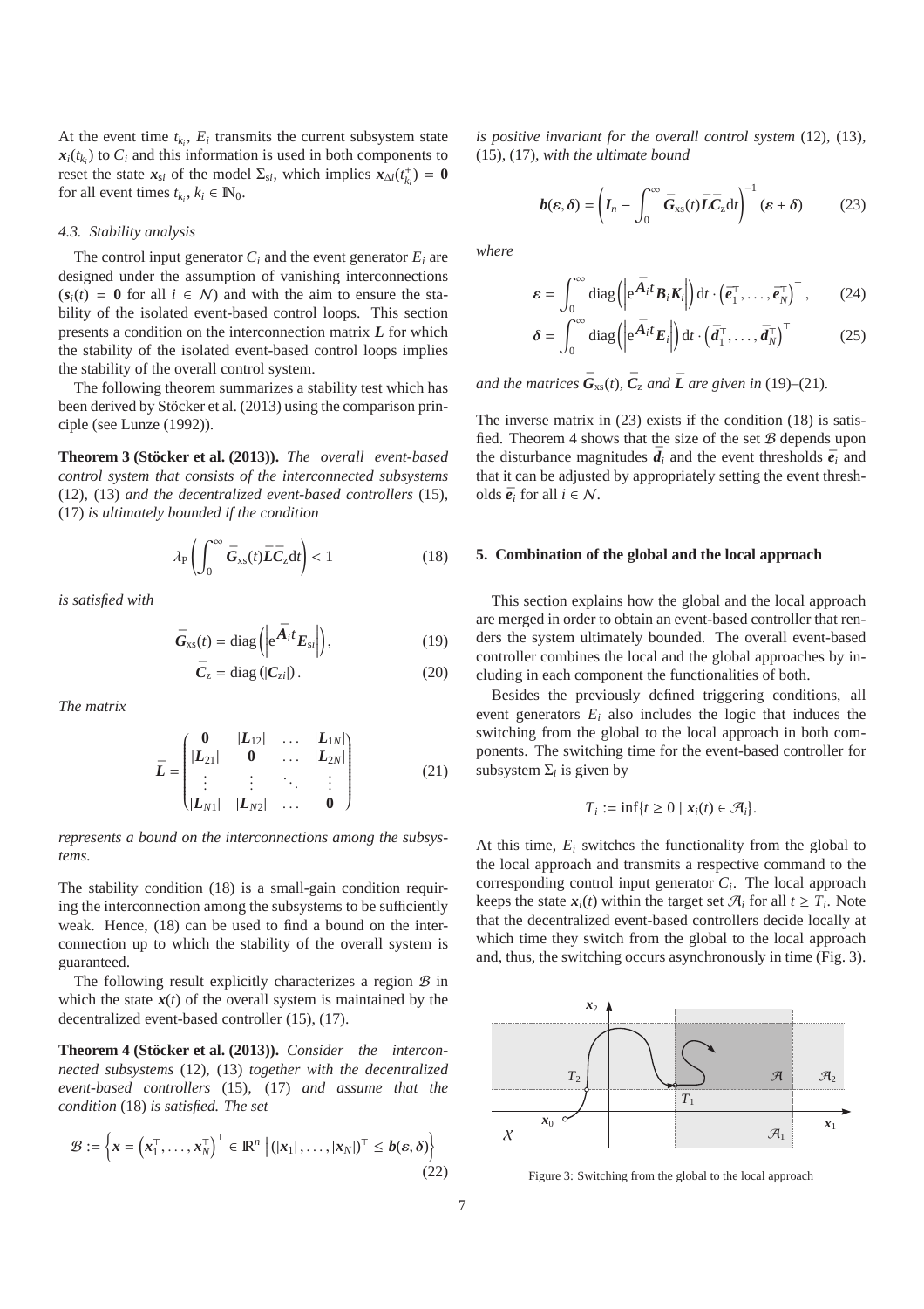At the event time $t_{k_i}$, $E_i$ transmits the current subsystem state $\boldsymbol{x}_i(t_{k_i})$ to $C_i$ and this information is used in both components to reset the state $\boldsymbol{x}_{si}$ of the model $\Sigma_{si}$, which implies $\boldsymbol{x}_{\Delta i}(t_{k_i}^+) = \boldsymbol{0}$ for all event times $t_{k_i}$, $k_i \in \mathbb{N}_0$.

### 4.3. Stability analysis

The control input generator $C_i$ and the event generator $E_i$ are designed under the assumption of vanishing interconnections ($\boldsymbol{s}_i(t) = \boldsymbol{0}$ for all $i \in \mathcal{N}$) and with the aim to ensure the stability of the isolated event-based control loops. This section presents a condition on the interconnection matrix $\boldsymbol{L}$ for which the stability of the isolated event-based control loops implies the stability of the overall control system.

The following theorem summarizes a stability test which has been derived by Stöcker et al. (2013) using the comparison principle (see Lunze (1992)).

**Theorem 3 (Stöcker et al. (2013)).** *The overall event-based control system that consists of the interconnected subsystems* (12), (13) *and the decentralized event-based controllers* (15), (17) *is ultimately bounded if the condition*

$$\lambda_{\mathrm{P}}\left(\int_0^\infty \bar{\boldsymbol{G}}_{\mathrm{xs}}(t)\bar{\boldsymbol{L}}\bar{\boldsymbol{C}}_{\mathrm{z}}\mathrm{d}t\right) < 1 \tag{18}$$

*is satisfied with*

$$\bar{\boldsymbol{G}}_{\mathrm{xs}}(t) = \mathrm{diag}\left(\left|\mathrm{e}^{\bar{\boldsymbol{A}}_i t}\boldsymbol{E}_{si}\right|\right), \tag{19}$$

$$\bar{\boldsymbol{C}}_{\mathrm{z}} = \mathrm{diag}\left(|\boldsymbol{C}_{zi}|\right). \tag{20}$$

*The matrix*

$$\bar{\boldsymbol{L}} = \begin{pmatrix} \boldsymbol{0} & |\boldsymbol{L}_{12}| & \dots & |\boldsymbol{L}_{1N}| \\ |\boldsymbol{L}_{21}| & \boldsymbol{0} & \dots & |\boldsymbol{L}_{2N}| \\ \vdots & \vdots & \ddots & \vdots \\ |\boldsymbol{L}_{N1}| & |\boldsymbol{L}_{N2}| & \dots & \boldsymbol{0} \end{pmatrix} \tag{21}$$

*represents a bound on the interconnections among the subsystems.*

The stability condition (18) is a small-gain condition requiring the interconnection among the subsystems to be sufficiently weak. Hence, (18) can be used to find a bound on the interconnection up to which the stability of the overall system is guaranteed.

The following result explicitly characterizes a region $\mathcal{B}$ in which the state $\boldsymbol{x}(t)$ of the overall system is maintained by the decentralized event-based controller (15), (17).

**Theorem 4 (Stöcker et al. (2013)).** *Consider the interconnected subsystems* (12), (13) *together with the decentralized event-based controllers* (15), (17) *and assume that the condition* (18) *is satisfied. The set*

$$\mathcal{B} := \left\{\boldsymbol{x} = \left(\boldsymbol{x}_1^\top, \dots, \boldsymbol{x}_N^\top\right)^\top \in \mathbb{R}^n \,\middle|\, \left(|\boldsymbol{x}_1|, \dots, |\boldsymbol{x}_N|\right)^\top \leq \boldsymbol{b}(\boldsymbol{\varepsilon}, \boldsymbol{\delta})\right\} \tag{22}$$

*is positive invariant for the overall control system* (12), (13), (15), (17), *with the ultimate bound*

$$\boldsymbol{b}(\boldsymbol{\varepsilon}, \boldsymbol{\delta}) = \left(\boldsymbol{I}_n - \int_0^\infty \bar{\boldsymbol{G}}_{\mathrm{xs}}(t)\bar{\boldsymbol{L}}\bar{\boldsymbol{C}}_{\mathrm{z}}\mathrm{d}t\right)^{-1}(\boldsymbol{\varepsilon} + \boldsymbol{\delta}) \tag{23}$$

*where*

$$\boldsymbol{\varepsilon} = \int_0^\infty \mathrm{diag}\left(\left|\mathrm{e}^{\bar{\boldsymbol{A}}_i t}\boldsymbol{B}_i\boldsymbol{K}_i\right|\right)\mathrm{d}t \cdot \left(\bar{\boldsymbol{e}}_1^\top, \dots, \bar{\boldsymbol{e}}_N^\top\right)^\top, \tag{24}$$

$$\boldsymbol{\delta} = \int_0^\infty \mathrm{diag}\left(\left|\mathrm{e}^{\bar{\boldsymbol{A}}_i t}\boldsymbol{E}_i\right|\right)\mathrm{d}t \cdot \left(\bar{\boldsymbol{d}}_1^\top, \dots, \bar{\boldsymbol{d}}_N^\top\right)^\top \tag{25}$$

*and the matrices $\bar{\boldsymbol{G}}_{\mathrm{xs}}(t)$, $\bar{\boldsymbol{C}}_{\mathrm{z}}$ and $\bar{\boldsymbol{L}}$ are given in* (19)–(21).

The inverse matrix in (23) exists if the condition (18) is satisfied. Theorem 4 shows that the size of the set $\mathcal{B}$ depends upon the disturbance magnitudes $\bar{\boldsymbol{d}}_i$ and the event thresholds $\bar{\boldsymbol{e}}_i$ and that it can be adjusted by appropriately setting the event thresholds $\bar{\boldsymbol{e}}_i$ for all $i \in \mathcal{N}$.

## 5. Combination of the global and the local approach

This section explains how the global and the local approach are merged in order to obtain an event-based controller that renders the system ultimately bounded. The overall event-based controller combines the local and the global approaches by including in each component the functionalities of both.

Besides the previously defined triggering conditions, all event generators $E_i$ also includes the logic that induces the switching from the global to the local approach in both components. The switching time for the event-based controller for subsystem $\Sigma_i$ is given by

$$T_i := \inf\{t \geq 0 \mid \boldsymbol{x}_i(t) \in \mathcal{A}_i\}.$$

At this time, $E_i$ switches the functionality from the global to the local approach and transmits a respective command to the corresponding control input generator $C_i$. The local approach keeps the state $\boldsymbol{x}_i(t)$ within the target set $\mathcal{A}_i$ for all $t \geq T_i$. Note that the decentralized event-based controllers decide locally at which time they switch from the global to the local approach and, thus, the switching occurs asynchronously in time (Fig. 3).

$x_2$
$T_2$
$\mathcal{A}$
$\mathcal{A}_2$
$T_1$
$x_0$
$x_1$
$\mathcal{X}$
$\mathcal{A}_1$

Figure 3: Switching from the global to the local approach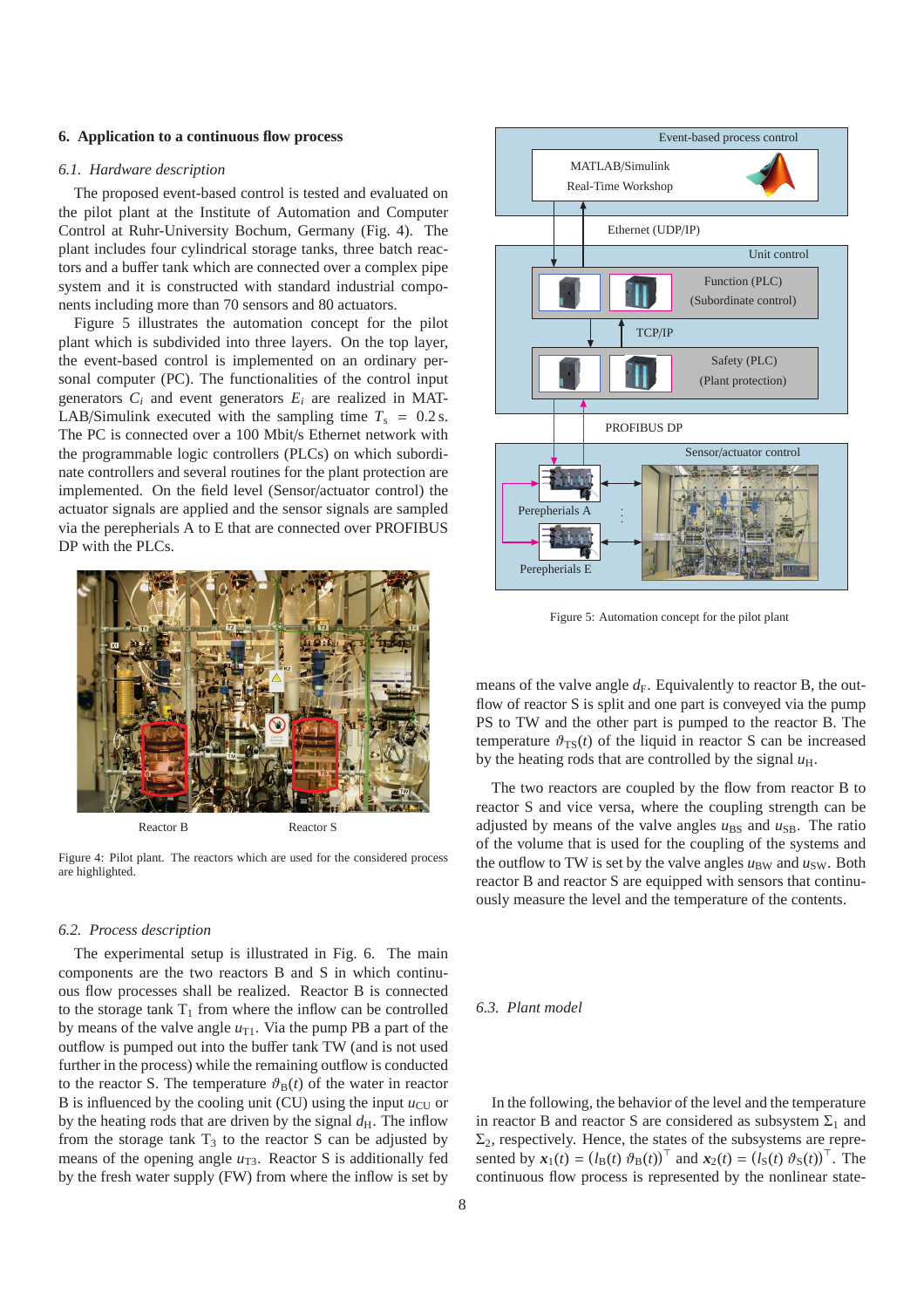## 6. Application to a continuous flow process

### 6.1. Hardware description

The proposed event-based control is tested and evaluated on the pilot plant at the Institute of Automation and Computer Control at Ruhr-University Bochum, Germany (Fig. 4). The plant includes four cylindrical storage tanks, three batch reactors and a buffer tank which are connected over a complex pipe system and it is constructed with standard industrial components including more than 70 sensors and 80 actuators.

Figure 5 illustrates the automation concept for the pilot plant which is subdivided into three layers. On the top layer, the event-based control is implemented on an ordinary personal computer (PC). The functionalities of the control input generators $C_i$ and event generators $E_i$ are realized in MATLAB/Simulink executed with the sampling time $T_s = 0.2$ s. The PC is connected over a 100 Mbit/s Ethernet network with the programmable logic controllers (PLCs) on which subordinate controllers and several routines for the plant protection are implemented. On the field level (Sensor/actuator control) the actuator signals are applied and the sensor signals are sampled via the perepherials A to E that are connected over PROFIBUS DP with the PLCs.

Reactor B

Reactor S

Figure 4: Pilot plant. The reactors which are used for the considered process are highlighted.

Event-based process control

MATLAB/Simulink

Real-Time Workshop

Ethernet (UDP/IP)

Unit control

Function (PLC)

(Subordinate control)

TCP/IP

Safety (PLC)

(Plant protection)

PROFIBUS DP

Sensor/actuator control

Perepherials A

Perepherials E

Figure 5: Automation concept for the pilot plant

### 6.2. Process description

The experimental setup is illustrated in Fig. 6. The main components are the two reactors B and S in which continuous flow processes shall be realized. Reactor B is connected to the storage tank $T_1$ from where the inflow can be controlled by means of the valve angle $u_{T1}$. Via the pump PB a part of the outflow is pumped out into the buffer tank TW (and is not used further in the process) while the remaining outflow is conducted to the reactor S. The temperature $\vartheta_B(t)$ of the water in reactor B is influenced by the cooling unit (CU) using the input $u_{CU}$ or by the heating rods that are driven by the signal $d_H$. The inflow from the storage tank $T_3$ to the reactor S can be adjusted by means of the opening angle $u_{T3}$. Reactor S is additionally fed by the fresh water supply (FW) from where the inflow is set by means of the valve angle $d_F$. Equivalently to reactor B, the outflow of reactor S is split and one part is conveyed via the pump PS to TW and the other part is pumped to the reactor B. The temperature $\vartheta_{TS}(t)$ of the liquid in reactor S can be increased by the heating rods that are controlled by the signal $u_H$.

The two reactors are coupled by the flow from reactor B to reactor S and vice versa, where the coupling strength can be adjusted by means of the valve angles $u_{BS}$ and $u_{SB}$. The ratio of the volume that is used for the coupling of the systems and the outflow to TW is set by the valve angles $u_{BW}$ and $u_{SW}$. Both reactor B and reactor S are equipped with sensors that continuously measure the level and the temperature of the contents.

### 6.3. Plant model

In the following, the behavior of the level and the temperature in reactor B and reactor S are considered as subsystem $\Sigma_1$ and $\Sigma_2$, respectively. Hence, the states of the subsystems are represented by $\boldsymbol{x}_1(t) = (l_B(t)\ \vartheta_B(t))^\top$ and $\boldsymbol{x}_2(t) = (l_S(t)\ \vartheta_S(t))^\top$. The continuous flow process is represented by the nonlinear state-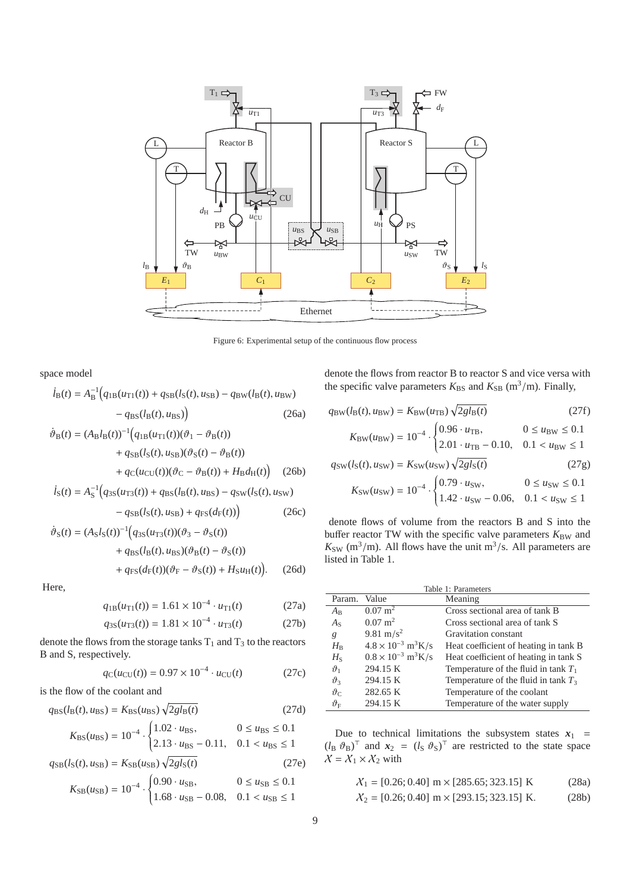T₁ $u_{T1}$ Reactor B Reactor S $u_{T3}$ T₃ FW $d_F$

L T T L

$d_H$ PB CU $u_{CU}$ $u_{BS}$ $u_{SB}$ $u_H$ PS

TW $u_{BW}$ $u_{SW}$ TW

$l_B$ $\vartheta_B$ $\vartheta_S$ $l_S$

$E_1$ $C_1$ $C_2$ $E_2$

Ethernet

Figure 6: Experimental setup of the continuous flow process

space model

$$\dot{l}_B(t) = A_B^{-1}\Big(q_{1B}(u_{T1}(t)) + q_{SB}(l_S(t), u_{SB}) - q_{BW}(l_B(t), u_{BW}) - q_{BS}(l_B(t), u_{BS})\Big) \tag{26a}$$

$$\dot{\vartheta}_B(t) = (A_B l_B(t))^{-1}\Big(q_{1B}(u_{T1}(t))(\vartheta_1 - \vartheta_B(t)) + q_{SB}(l_S(t), u_{SB})(\vartheta_S(t) - \vartheta_B(t)) + q_C(u_{CU}(t))(\vartheta_C - \vartheta_B(t)) + H_B d_H(t)\Big) \tag{26b}$$

$$\dot{l}_S(t) = A_S^{-1}\Big(q_{3S}(u_{T3}(t)) + q_{BS}(l_B(t), u_{BS}) - q_{SW}(l_S(t), u_{SW}) - q_{SB}(l_S(t), u_{SB}) + q_{FS}(d_F(t))\Big) \tag{26c}$$

$$\dot{\vartheta}_S(t) = (A_S l_S(t))^{-1}\Big(q_{3S}(u_{T3}(t))(\vartheta_3 - \vartheta_S(t)) + q_{BS}(l_B(t), u_{BS})(\vartheta_B(t) - \vartheta_S(t)) + q_{FS}(d_F(t))(\vartheta_F - \vartheta_S(t)) + H_S u_H(t)\Big). \tag{26d}$$

Here,

$$q_{1B}(u_{T1}(t)) = 1.61 \times 10^{-4} \cdot u_{T1}(t) \tag{27a}$$

$$q_{3S}(u_{T3}(t)) = 1.81 \times 10^{-4} \cdot u_{T3}(t) \tag{27b}$$

denote the flows from the storage tanks $T_1$ and $T_3$ to the reactors B and S, respectively.

$$q_C(u_{CU}(t)) = 0.97 \times 10^{-4} \cdot u_{CU}(t) \tag{27c}$$

is the flow of the coolant and

$$q_{BS}(l_B(t), u_{BS}) = K_{BS}(u_{BS})\sqrt{2 g l_B(t)} \tag{27d}$$

$$K_{BS}(u_{BS}) = 10^{-4} \cdot \begin{cases} 1.02 \cdot u_{BS}, & 0 \le u_{BS} \le 0.1 \\ 2.13 \cdot u_{BS} - 0.11, & 0.1 < u_{BS} \le 1 \end{cases}$$

$$q_{SB}(l_S(t), u_{SB}) = K_{SB}(u_{SB})\sqrt{2 g l_S(t)} \tag{27e}$$

$$K_{SB}(u_{SB}) = 10^{-4} \cdot \begin{cases} 0.90 \cdot u_{SB}, & 0 \le u_{SB} \le 0.1 \\ 1.68 \cdot u_{SB} - 0.08, & 0.1 < u_{SB} \le 1 \end{cases}$$

denote the flows from reactor B to reactor S and vice versa with the specific valve parameters $K_{BS}$ and $K_{SB}$ ($m^3$/m). Finally,

$$q_{BW}(l_B(t), u_{BW}) = K_{BW}(u_{TB})\sqrt{2 g l_B(t)} \tag{27f}$$

$$K_{BW}(u_{BW}) = 10^{-4} \cdot \begin{cases} 0.96 \cdot u_{TB}, & 0 \le u_{BW} \le 0.1 \\ 2.01 \cdot u_{TB} - 0.10, & 0.1 < u_{BW} \le 1 \end{cases}$$

$$q_{SW}(l_S(t), u_{SW}) = K_{SW}(u_{SW})\sqrt{2 g l_S(t)} \tag{27g}$$

$$K_{SW}(u_{SW}) = 10^{-4} \cdot \begin{cases} 0.79 \cdot u_{SW}, & 0 \le u_{SW} \le 0.1 \\ 1.42 \cdot u_{SW} - 0.06, & 0.1 < u_{SW} \le 1 \end{cases}$$

denote flows of volume from the reactors B and S into the buffer reactor TW with the specific valve parameters $K_{BW}$ and $K_{SW}$ ($m^3$/m). All flows have the unit $m^3$/s. All parameters are listed in Table 1.

Table 1: Parameters

| Param. | Value | Meaning |
|---|---|---|
| $A_B$ | 0.07 $m^2$ | Cross sectional area of tank B |
| $A_S$ | 0.07 $m^2$ | Cross sectional area of tank S |
| $g$ | 9.81 $m/s^2$ | Gravitation constant |
| $H_B$ | $4.8 \times 10^{-3}$ $m^3K/s$ | Heat coefficient of heating in tank B |
| $H_S$ | $0.8 \times 10^{-3}$ $m^3K/s$ | Heat coefficient of heating in tank S |
| $\vartheta_1$ | 294.15 K | Temperature of the fluid in tank $T_1$ |
| $\vartheta_3$ | 294.15 K | Temperature of the fluid in tank $T_3$ |
| $\vartheta_C$ | 282.65 K | Temperature of the coolant |
| $\vartheta_F$ | 294.15 K | Temperature of the water supply |

Due to technical limitations the subsystem states $\boldsymbol{x}_1 = (l_B\ \vartheta_B)^\top$ and $\boldsymbol{x}_2 = (l_S\ \vartheta_S)^\top$ are restricted to the state space $\mathcal{X} = \mathcal{X}_1 \times \mathcal{X}_2$ with

$$\mathcal{X}_1 = [0.26; 0.40]\ \text{m} \times [285.65; 323.15]\ \text{K} \tag{28a}$$

$$\mathcal{X}_2 = [0.26; 0.40]\ \text{m} \times [293.15; 323.15]\ \text{K}. \tag{28b}$$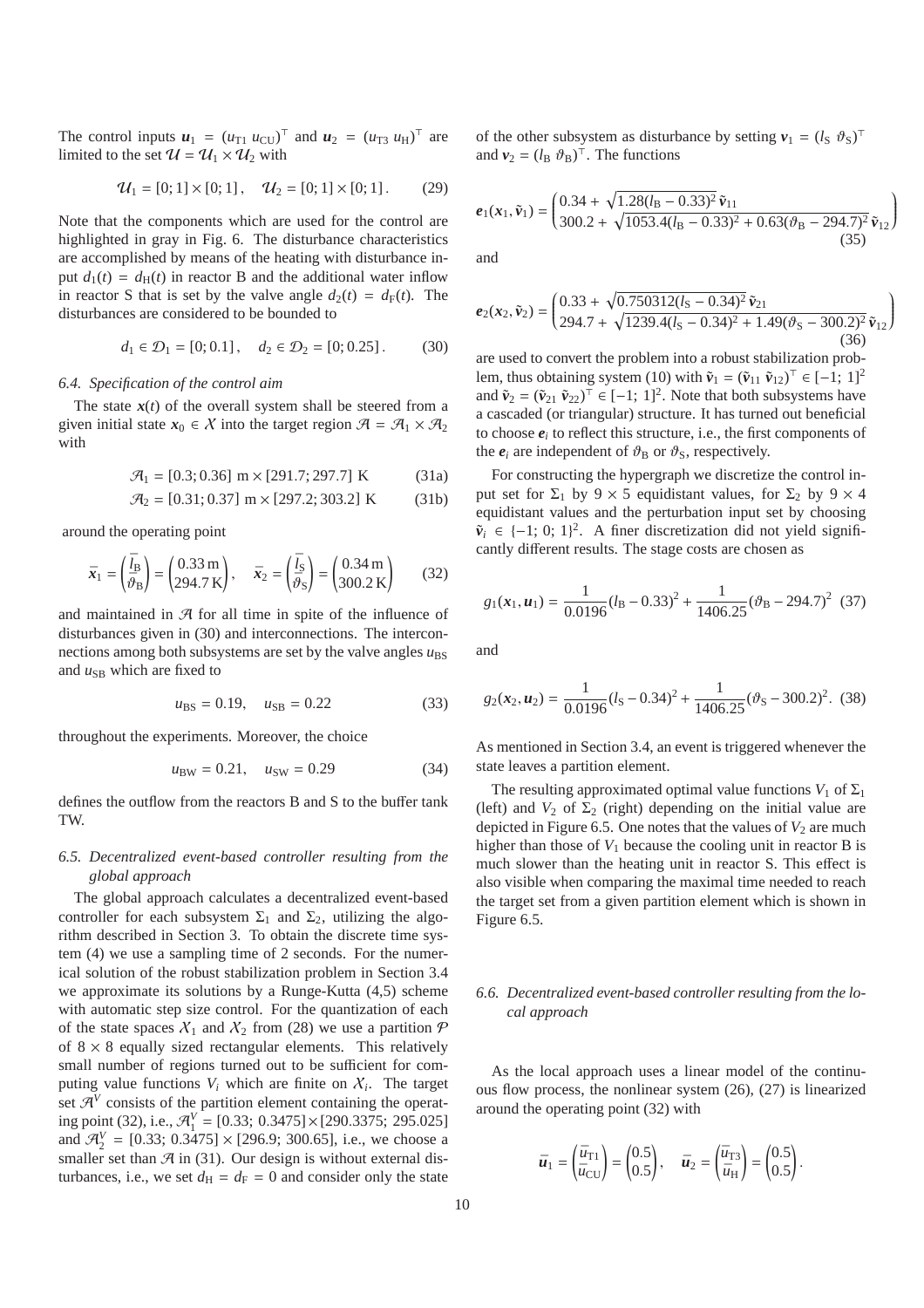The control inputs $\boldsymbol{u}_1 = (u_{T1}\ u_{CU})^\top$ and $\boldsymbol{u}_2 = (u_{T3}\ u_H)^\top$ are limited to the set $\mathcal{U} = \mathcal{U}_1 \times \mathcal{U}_2$ with

$$\mathcal{U}_1 = [0;1] \times [0;1], \quad \mathcal{U}_2 = [0;1] \times [0;1]. \tag{29}$$

Note that the components which are used for the control are highlighted in gray in Fig. 6. The disturbance characteristics are accomplished by means of the heating with disturbance input $d_1(t) = d_H(t)$ in reactor B and the additional water inflow in reactor S that is set by the valve angle $d_2(t) = d_F(t)$. The disturbances are considered to be bounded to

$$d_1 \in \mathcal{D}_1 = [0; 0.1], \quad d_2 \in \mathcal{D}_2 = [0; 0.25]. \tag{30}$$

### 6.4. Specification of the control aim

The state $\boldsymbol{x}(t)$ of the overall system shall be steered from a given initial state $\boldsymbol{x}_0 \in \mathcal{X}$ into the target region $\mathcal{A} = \mathcal{A}_1 \times \mathcal{A}_2$ with

$$\mathcal{A}_1 = [0.3; 0.36]\ \text{m} \times [291.7; 297.7]\ \text{K} \tag{31a}$$

$$\mathcal{A}_2 = [0.31; 0.37]\ \text{m} \times [297.2; 303.2]\ \text{K} \tag{31b}$$

around the operating point

$$\bar{\boldsymbol{x}}_1 = \begin{pmatrix} \bar{l}_B \\ \bar{\vartheta}_B \end{pmatrix} = \begin{pmatrix} 0.33\,\text{m} \\ 294.7\,\text{K} \end{pmatrix}, \quad \bar{\boldsymbol{x}}_2 = \begin{pmatrix} \bar{l}_S \\ \bar{\vartheta}_S \end{pmatrix} = \begin{pmatrix} 0.34\,\text{m} \\ 300.2\,\text{K} \end{pmatrix} \tag{32}$$

and maintained in $\mathcal{A}$ for all time in spite of the influence of disturbances given in (30) and interconnections. The interconnections among both subsystems are set by the valve angles $u_{BS}$ and $u_{SB}$ which are fixed to

$$u_{BS} = 0.19, \quad u_{SB} = 0.22 \tag{33}$$

throughout the experiments. Moreover, the choice

$$u_{BW} = 0.21, \quad u_{SW} = 0.29 \tag{34}$$

defines the outflow from the reactors B and S to the buffer tank TW.

### 6.5. Decentralized event-based controller resulting from the global approach

The global approach calculates a decentralized event-based controller for each subsystem $\Sigma_1$ and $\Sigma_2$, utilizing the algorithm described in Section 3. To obtain the discrete time system (4) we use a sampling time of 2 seconds. For the numerical solution of the robust stabilization problem in Section 3.4 we approximate its solutions by a Runge-Kutta (4,5) scheme with automatic step size control. For the quantization of each of the state spaces $\mathcal{X}_1$ and $\mathcal{X}_2$ from (28) we use a partition $\mathcal{P}$ of $8 \times 8$ equally sized rectangular elements. This relatively small number of regions turned out to be sufficient for computing value functions $V_i$ which are finite on $\mathcal{X}_i$. The target set $\mathcal{A}^V$ consists of the partition element containing the operating point (32), i.e., $\mathcal{A}_1^V = [0.33; 0.3475] \times [290.3375; 295.025]$ and $\mathcal{A}_2^V = [0.33; 0.3475] \times [296.9; 300.65]$, i.e., we choose a smaller set than $\mathcal{A}$ in (31). Our design is without external disturbances, i.e., we set $d_H = d_F = 0$ and consider only the state of the other subsystem as disturbance by setting $\boldsymbol{v}_1 = (l_S\ \vartheta_S)^\top$ and $\boldsymbol{v}_2 = (l_B\ \vartheta_B)^\top$. The functions

$$\boldsymbol{e}_1(\boldsymbol{x}_1, \tilde{\boldsymbol{v}}_1) = \begin{pmatrix} 0.34 + \sqrt{1.28(l_B - 0.33)^2}\,\tilde{\boldsymbol{v}}_{11} \\ 300.2 + \sqrt{1053.4(l_B - 0.33)^2 + 0.63(\vartheta_B - 294.7)^2}\,\tilde{\boldsymbol{v}}_{12} \end{pmatrix} \tag{35}$$

and

$$\boldsymbol{e}_2(\boldsymbol{x}_2, \tilde{\boldsymbol{v}}_2) = \begin{pmatrix} 0.33 + \sqrt{0.750312(l_S - 0.34)^2}\,\tilde{\boldsymbol{v}}_{21} \\ 294.7 + \sqrt{1239.4(l_S - 0.34)^2 + 1.49(\vartheta_S - 300.2)^2}\,\tilde{\boldsymbol{v}}_{12} \end{pmatrix} \tag{36}$$

are used to convert the problem into a robust stabilization problem, thus obtaining system (10) with $\tilde{\boldsymbol{v}}_1 = (\tilde{\boldsymbol{v}}_{11}\ \tilde{\boldsymbol{v}}_{12})^\top \in [-1;\ 1]^2$ and $\tilde{\boldsymbol{v}}_2 = (\tilde{\boldsymbol{v}}_{21}\ \tilde{\boldsymbol{v}}_{22})^\top \in [-1;\ 1]^2$. Note that both subsystems have a cascaded (or triangular) structure. It has turned out beneficial to choose $\boldsymbol{e}_i$ to reflect this structure, i.e., the first components of the $\boldsymbol{e}_i$ are independent of $\vartheta_B$ or $\vartheta_S$, respectively.

For constructing the hypergraph we discretize the control input set for $\Sigma_1$ by $9 \times 5$ equidistant values, for $\Sigma_2$ by $9 \times 4$ equidistant values and the perturbation input set by choosing $\tilde{\boldsymbol{v}}_i \in \{-1;\ 0;\ 1\}^2$. A finer discretization did not yield significantly different results. The stage costs are chosen as

$$g_1(\boldsymbol{x}_1, \boldsymbol{u}_1) = \frac{1}{0.0196}(l_B - 0.33)^2 + \frac{1}{1406.25}(\vartheta_B - 294.7)^2 \tag{37}$$

and

$$g_2(\boldsymbol{x}_2, \boldsymbol{u}_2) = \frac{1}{0.0196}(l_S - 0.34)^2 + \frac{1}{1406.25}(\vartheta_S - 300.2)^2. \tag{38}$$

As mentioned in Section 3.4, an event is triggered whenever the state leaves a partition element.

The resulting approximated optimal value functions $V_1$ of $\Sigma_1$ (left) and $V_2$ of $\Sigma_2$ (right) depending on the initial value are depicted in Figure 6.5. One notes that the values of $V_2$ are much higher than those of $V_1$ because the cooling unit in reactor B is much slower than the heating unit in reactor S. This effect is also visible when comparing the maximal time needed to reach the target set from a given partition element which is shown in Figure 6.5.

### 6.6. Decentralized event-based controller resulting from the local approach

As the local approach uses a linear model of the continuous flow process, the nonlinear system (26), (27) is linearized around the operating point (32) with

$$\bar{\boldsymbol{u}}_1 = \begin{pmatrix} \bar{u}_{T1} \\ \bar{u}_{CU} \end{pmatrix} = \begin{pmatrix} 0.5 \\ 0.5 \end{pmatrix}, \quad \bar{\boldsymbol{u}}_2 = \begin{pmatrix} \bar{u}_{T3} \\ \bar{u}_H \end{pmatrix} = \begin{pmatrix} 0.5 \\ 0.5 \end{pmatrix}.$$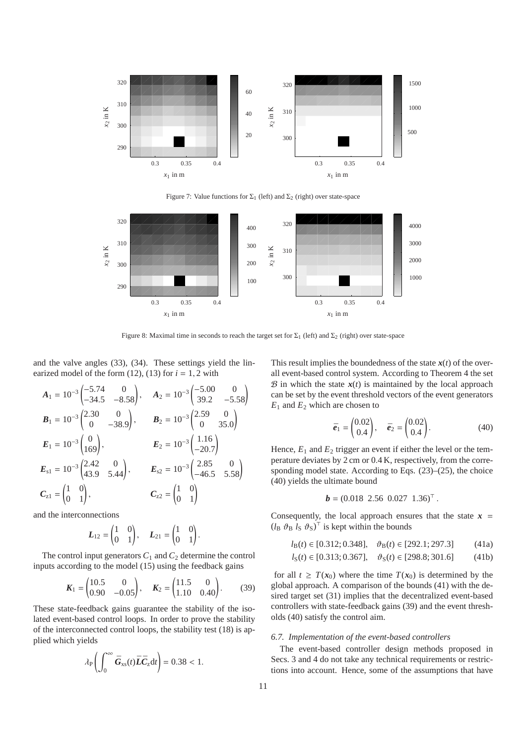320
310
300
290
$x_2$ in K
0.3
0.35
0.4
$x_1$ in m
60
40
20

320
310
300
$x_2$ in K
0.3
0.35
0.4
$x_1$ in m
1500
1000
500

Figure 7: Value functions for $\Sigma_1$ (left) and $\Sigma_2$ (right) over state-space

320
310
300
290
$x_2$ in K
0.3
0.35
0.4
$x_1$ in m
400
300
200
100

320
310
300
$x_2$ in K
0.3
0.35
0.4
$x_1$ in m
4000
3000
2000
1000

Figure 8: Maximal time in seconds to reach the target set for $\Sigma_1$ (left) and $\Sigma_2$ (right) over state-space

and the valve angles (33), (34). These settings yield the linearized model of the form (12), (13) for $i = 1, 2$ with

$$
\begin{aligned}
\boldsymbol{A}_1 &= 10^{-3}\begin{pmatrix}-5.74 & 0\\ -34.5 & -8.58\end{pmatrix}, & \boldsymbol{A}_2 &= 10^{-3}\begin{pmatrix}-5.00 & 0\\ 39.2 & -5.58\end{pmatrix}\\
\boldsymbol{B}_1 &= 10^{-3}\begin{pmatrix}2.30 & 0\\ 0 & -38.9\end{pmatrix}, & \boldsymbol{B}_2 &= 10^{-3}\begin{pmatrix}2.59 & 0\\ 0 & 35.0\end{pmatrix}\\
\boldsymbol{E}_1 &= 10^{-3}\begin{pmatrix}0\\ 169\end{pmatrix}, & \boldsymbol{E}_2 &= 10^{-3}\begin{pmatrix}1.16\\ -20.7\end{pmatrix}\\
\boldsymbol{E}_{s1} &= 10^{-3}\begin{pmatrix}2.42 & 0\\ 43.9 & 5.44\end{pmatrix}, & \boldsymbol{E}_{s2} &= 10^{-3}\begin{pmatrix}2.85 & 0\\ -46.5 & 5.58\end{pmatrix}\\
\boldsymbol{C}_{z1} &= \begin{pmatrix}1 & 0\\ 0 & 1\end{pmatrix}, & \boldsymbol{C}_{z2} &= \begin{pmatrix}1 & 0\\ 0 & 1\end{pmatrix}
\end{aligned}
$$

and the interconnections

$$
\boldsymbol{L}_{12} = \begin{pmatrix}1 & 0\\ 0 & 1\end{pmatrix}, \quad \boldsymbol{L}_{21} = \begin{pmatrix}1 & 0\\ 0 & 1\end{pmatrix}.
$$

The control input generators $C_1$ and $C_2$ determine the control inputs according to the model (15) using the feedback gains

$$
\boldsymbol{K}_1 = \begin{pmatrix}10.5 & 0\\ 0.90 & -0.05\end{pmatrix}, \quad \boldsymbol{K}_2 = \begin{pmatrix}11.5 & 0\\ 1.10 & 0.40\end{pmatrix}. \tag{39}
$$

These state-feedback gains guarantee the stability of the isolated event-based control loops. In order to prove the stability of the interconnected control loops, the stability test (18) is applied which yields

$$
\lambda_{\mathrm{P}}\left(\int_0^{\infty} \bar{\boldsymbol{G}}_{\mathrm{xs}}(t)\bar{\boldsymbol{L}}\bar{\boldsymbol{C}}_{\mathrm{z}}\mathrm{d}t\right) = 0.38 < 1.
$$

This result implies the boundedness of the state $\boldsymbol{x}(t)$ of the overall event-based control system. According to Theorem 4 the set $\mathcal{B}$ in which the state $\boldsymbol{x}(t)$ is maintained by the local approach can be set by the event threshold vectors of the event generators $E_1$ and $E_2$ which are chosen to

$$
\bar{\boldsymbol{e}}_1 = \begin{pmatrix}0.02\\ 0.4\end{pmatrix}, \quad \bar{\boldsymbol{e}}_2 = \begin{pmatrix}0.02\\ 0.4\end{pmatrix}. \tag{40}
$$

Hence, $E_1$ and $E_2$ trigger an event if either the level or the temperature deviates by 2 cm or 0.4 K, respectively, from the corresponding model state. According to Eqs. (23)–(25), the choice (40) yields the ultimate bound

$$
\boldsymbol{b} = (0.018 \;\; 2.56 \;\; 0.027 \;\; 1.36)^{\top}.
$$

Consequently, the local approach ensures that the state $\boldsymbol{x} = (l_{\mathrm{B}} \; \vartheta_{\mathrm{B}} \; l_{\mathrm{S}} \; \vartheta_{\mathrm{S}})^{\top}$ is kept within the bounds

$$
l_{\mathrm{B}}(t) \in [0.312; 0.348], \quad \vartheta_{\mathrm{B}}(t) \in [292.1; 297.3] \tag{41a}
$$

$$
l_{\mathrm{S}}(t) \in [0.313; 0.367], \quad \vartheta_{\mathrm{S}}(t) \in [298.8; 301.6] \tag{41b}
$$

for all $t \geq T(\boldsymbol{x}_0)$ where the time $T(\boldsymbol{x}_0)$ is determined by the global approach. A comparison of the bounds (41) with the desired target set (31) implies that the decentralized event-based controllers with state-feedback gains (39) and the event thresholds (40) satisfy the control aim.

### 6.7. Implementation of the event-based controllers

The event-based controller design methods proposed in Secs. 3 and 4 do not take any technical requirements or restrictions into account. Hence, some of the assumptions that have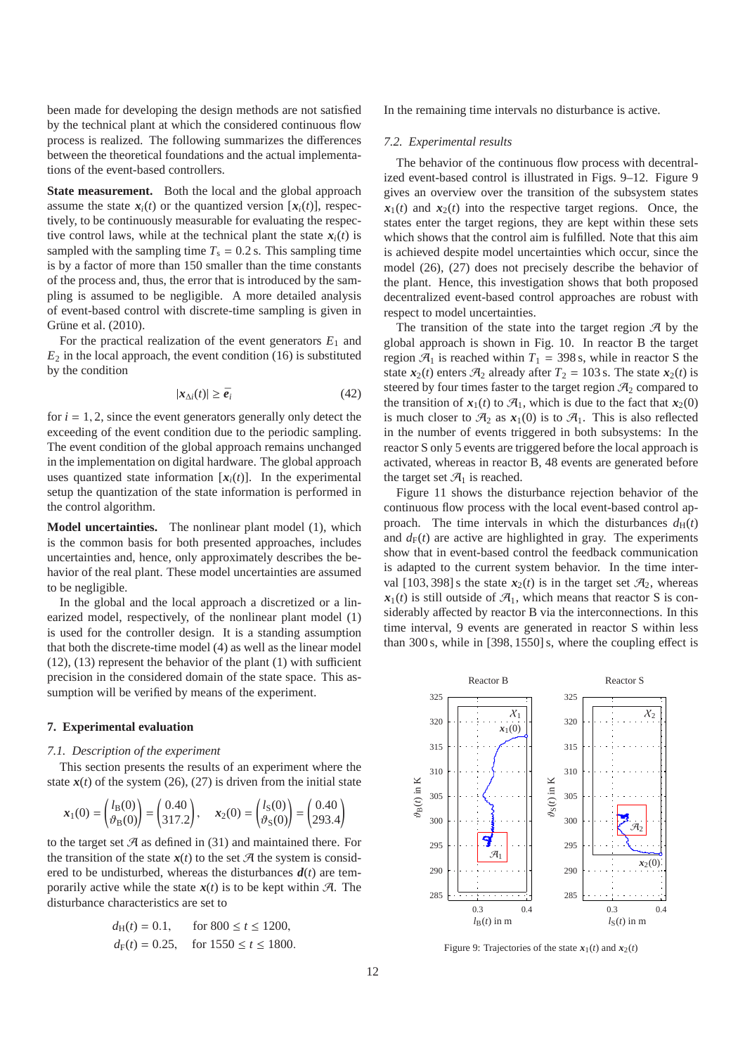been made for developing the design methods are not satisfied by the technical plant at which the considered continuous flow process is realized. The following summarizes the differences between the theoretical foundations and the actual implementations of the event-based controllers.

**State measurement.** Both the local and the global approach assume the state $\boldsymbol{x}_i(t)$ or the quantized version $[\boldsymbol{x}_i(t)]$, respectively, to be continuously measurable for evaluating the respective control laws, while at the technical plant the state $\boldsymbol{x}_i(t)$ is sampled with the sampling time $T_s = 0.2$ s. This sampling time is by a factor of more than 150 smaller than the time constants of the process and, thus, the error that is introduced by the sampling is assumed to be negligible. A more detailed analysis of event-based control with discrete-time sampling is given in Grüne et al. (2010).

For the practical realization of the event generators $E_1$ and $E_2$ in the local approach, the event condition (16) is substituted by the condition

$$|\boldsymbol{x}_{\Delta i}(t)| \geq \bar{\boldsymbol{e}}_i \tag{42}$$

for $i = 1, 2$, since the event generators generally only detect the exceeding of the event condition due to the periodic sampling. The event condition of the global approach remains unchanged in the implementation on digital hardware. The global approach uses quantized state information $[\boldsymbol{x}_i(t)]$. In the experimental setup the quantization of the state information is performed in the control algorithm.

**Model uncertainties.** The nonlinear plant model (1), which is the common basis for both presented approaches, includes uncertainties and, hence, only approximately describes the behavior of the real plant. These model uncertainties are assumed to be negligible.

In the global and the local approach a discretized or a linearized model, respectively, of the nonlinear plant model (1) is used for the controller design. It is a standing assumption that both the discrete-time model (4) as well as the linear model (12), (13) represent the behavior of the plant (1) with sufficient precision in the considered domain of the state space. This assumption will be verified by means of the experiment.

## 7. Experimental evaluation

### 7.1. Description of the experiment

This section presents the results of an experiment where the state $\boldsymbol{x}(t)$ of the system (26), (27) is driven from the initial state

$$\boldsymbol{x}_1(0) = \begin{pmatrix} l_B(0) \\ \vartheta_B(0) \end{pmatrix} = \begin{pmatrix} 0.40 \\ 317.2 \end{pmatrix}, \quad \boldsymbol{x}_2(0) = \begin{pmatrix} l_S(0) \\ \vartheta_S(0) \end{pmatrix} = \begin{pmatrix} 0.40 \\ 293.4 \end{pmatrix}$$

to the target set $\mathcal{A}$ as defined in (31) and maintained there. For the transition of the state $\boldsymbol{x}(t)$ to the set $\mathcal{A}$ the system is considered to be undisturbed, whereas the disturbances $\boldsymbol{d}(t)$ are temporarily active while the state $\boldsymbol{x}(t)$ is to be kept within $\mathcal{A}$. The disturbance characteristics are set to

$$d_H(t) = 0.1, \quad \text{for } 800 \leq t \leq 1200,$$
$$d_F(t) = 0.25, \quad \text{for } 1550 \leq t \leq 1800.$$

In the remaining time intervals no disturbance is active.

### 7.2. Experimental results

The behavior of the continuous flow process with decentralized event-based control is illustrated in Figs. 9–12. Figure 9 gives an overview over the transition of the subsystem states $\boldsymbol{x}_1(t)$ and $\boldsymbol{x}_2(t)$ into the respective target regions. Once, the states enter the target regions, they are kept within these sets which shows that the control aim is fulfilled. Note that this aim is achieved despite model uncertainties which occur, since the model (26), (27) does not precisely describe the behavior of the plant. Hence, this investigation shows that both proposed decentralized event-based control approaches are robust with respect to model uncertainties.

The transition of the state into the target region $\mathcal{A}$ by the global approach is shown in Fig. 10. In reactor B the target region $\mathcal{A}_1$ is reached within $T_1 = 398$ s, while in reactor S the state $\boldsymbol{x}_2(t)$ enters $\mathcal{A}_2$ already after $T_2 = 103$ s. The state $\boldsymbol{x}_2(t)$ is steered by four times faster to the target region $\mathcal{A}_2$ compared to the transition of $\boldsymbol{x}_1(t)$ to $\mathcal{A}_1$, which is due to the fact that $\boldsymbol{x}_2(0)$ is much closer to $\mathcal{A}_2$ as $\boldsymbol{x}_1(0)$ is to $\mathcal{A}_1$. This is also reflected in the number of events triggered in both subsystems: In the reactor S only 5 events are triggered before the local approach is activated, whereas in reactor B, 48 events are generated before the target set $\mathcal{A}_1$ is reached.

Figure 11 shows the disturbance rejection behavior of the continuous flow process with the local event-based control approach. The time intervals in which the disturbances $d_H(t)$ and $d_F(t)$ are active are highlighted in gray. The experiments show that in event-based control the feedback communication is adapted to the current system behavior. In the time interval $[103, 398]$ s the state $\boldsymbol{x}_2(t)$ is in the target set $\mathcal{A}_2$, whereas $\boldsymbol{x}_1(t)$ is still outside of $\mathcal{A}_1$, which means that reactor S is considerably affected by reactor B via the interconnections. In this time interval, 9 events are generated in reactor S within less than 300 s, while in $[398, 1550]$ s, where the coupling effect is

Reactor B
Reactor S
325
320
315
310
305
300
295
290
285
$\vartheta_B(t)$ in K
$\vartheta_S(t)$ in K
$\mathcal{X}_1$
$\boldsymbol{x}_1(0)$
$\mathcal{A}_1$
$\mathcal{X}_2$
$\mathcal{A}_2$
$\boldsymbol{x}_2(0)$
0.3
0.4
$l_B(t)$ in m
$l_S(t)$ in m

Figure 9: Trajectories of the state $\boldsymbol{x}_1(t)$ and $\boldsymbol{x}_2(t)$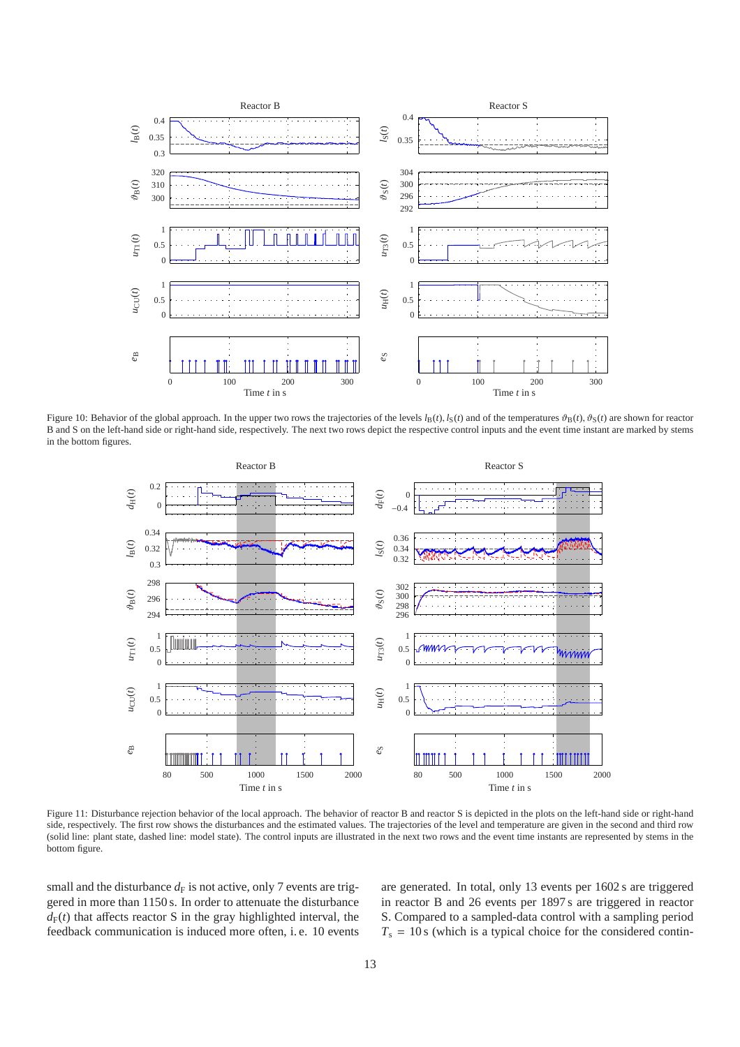Reactor B

Reactor S

$l_B(t)$
0.4
0.35
0.3

$l_S(t)$
0.4
0.35

$\vartheta_B(t)$
320
310
300

$\vartheta_S(t)$
304
300
296
292

$u_{T1}(t)$
1
0.5
0

$u_{T3}(t)$
1
0.5
0

$u_{CU}(t)$
1
0.5
0

$u_H(t)$
1
0.5
0

$e_B$

$e_S$

0 100 200 300
Time $t$ in s

0 100 200 300
Time $t$ in s

Figure 10: Behavior of the global approach. In the upper two rows the trajectories of the levels $l_B(t)$, $l_S(t)$ and of the temperatures $\vartheta_B(t)$, $\vartheta_S(t)$ are shown for reactor B and S on the left-hand side or right-hand side, respectively. The next two rows depict the respective control inputs and the event time instant are marked by stems in the bottom figures.

Reactor B

Reactor S

$d_H(t)$
0.2
0

$d_F(t)$
0
−0.4

$l_B(t)$
0.34
0.32
0.3

$l_S(t)$
0.36
0.34
0.32

$\vartheta_B(t)$
298
296
294

$\vartheta_S(t)$
302
300
298
296

$u_{T1}(t)$
1
0.5
0

$u_{T3}(t)$
1
0.5
0

$u_{CU}(t)$
1
0.5
0

$u_H(t)$
1
0.5
0

$e_B$

$e_S$

80 500 1000 1500 2000
Time $t$ in s

80 500 1000 1500 2000
Time $t$ in s

Figure 11: Disturbance rejection behavior of the local approach. The behavior of reactor B and reactor S is depicted in the plots on the left-hand side or right-hand side, respectively. The first row shows the disturbances and the estimated values. The trajectories of the level and temperature are given in the second and third row (solid line: plant state, dashed line: model state). The control inputs are illustrated in the next two rows and the event time instants are represented by stems in the bottom figure.

small and the disturbance $d_F$ is not active, only 7 events are triggered in more than 1150 s. In order to attenuate the disturbance $d_F(t)$ that affects reactor S in the gray highlighted interval, the feedback communication is induced more often, i. e. 10 events are generated. In total, only 13 events per 1602 s are triggered in reactor B and 26 events per 1897 s are triggered in reactor S. Compared to a sampled-data control with a sampling period $T_s = 10$ s (which is a typical choice for the considered contin-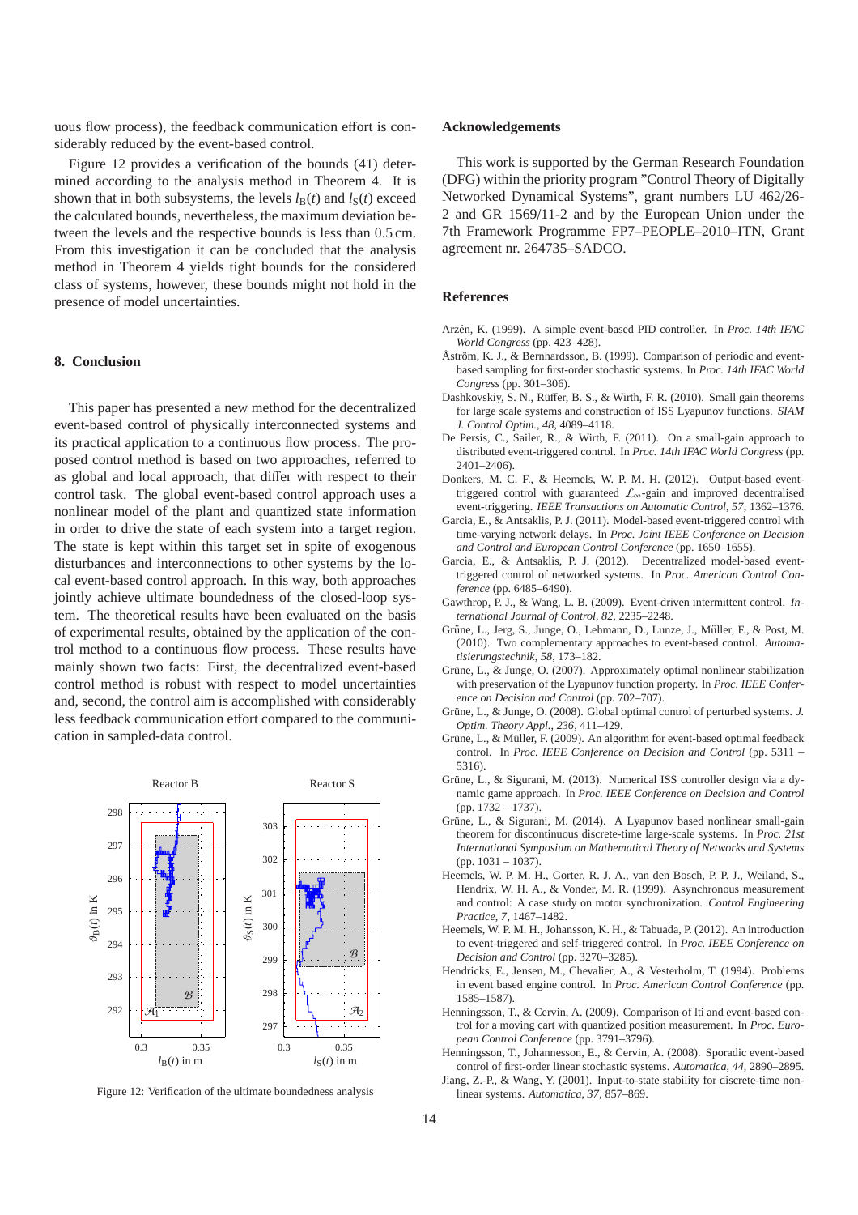uous flow process), the feedback communication effort is considerably reduced by the event-based control.

Figure 12 provides a verification of the bounds (41) determined according to the analysis method in Theorem 4. It is shown that in both subsystems, the levels $l_{\rm B}(t)$ and $l_{\rm S}(t)$ exceed the calculated bounds, nevertheless, the maximum deviation between the levels and the respective bounds is less than 0.5 cm. From this investigation it can be concluded that the analysis method in Theorem 4 yields tight bounds for the considered class of systems, however, these bounds might not hold in the presence of model uncertainties.

## 8. Conclusion

This paper has presented a new method for the decentralized event-based control of physically interconnected systems and its practical application to a continuous flow process. The proposed control method is based on two approaches, referred to as global and local approach, that differ with respect to their control task. The global event-based control approach uses a nonlinear model of the plant and quantized state information in order to drive the state of each system into a target region. The state is kept within this target set in spite of exogenous disturbances and interconnections to other systems by the local event-based control approach. In this way, both approaches jointly achieve ultimate boundedness of the closed-loop system. The theoretical results have been evaluated on the basis of experimental results, obtained by the application of the control method to a continuous flow process. These results have mainly shown two facts: First, the decentralized event-based control method is robust with respect to model uncertainties and, second, the control aim is accomplished with considerably less feedback communication effort compared to the communication in sampled-data control.

Reactor B

298
297
296
295
294
293
292

$\vartheta_{\rm B}(t)$ in K

$\mathcal{B}$

$\mathcal{A}_1$

0.3
0.35

$l_{\rm B}(t)$ in m

Reactor S

303
302
301
300
299
298
297

$\vartheta_{\rm S}(t)$ in K

$\mathcal{B}$

$\mathcal{A}_2$

0.3
0.35

$l_{\rm S}(t)$ in m

Figure 12: Verification of the ultimate boundedness analysis

## Acknowledgements

This work is supported by the German Research Foundation (DFG) within the priority program "Control Theory of Digitally Networked Dynamical Systems", grant numbers LU 462/26-2 and GR 1569/11-2 and by the European Union under the 7th Framework Programme FP7–PEOPLE–2010–ITN, Grant agreement nr. 264735–SADCO.

## References

Arzén, K. (1999). A simple event-based PID controller. In *Proc. 14th IFAC World Congress* (pp. 423–428).

Åström, K. J., & Bernhardsson, B. (1999). Comparison of periodic and event-based sampling for first-order stochastic systems. In *Proc. 14th IFAC World Congress* (pp. 301–306).

Dashkovskiy, S. N., Rüffer, B. S., & Wirth, F. R. (2010). Small gain theorems for large scale systems and construction of ISS Lyapunov functions. *SIAM J. Control Optim.*, *48*, 4089–4118.

De Persis, C., Sailer, R., & Wirth, F. (2011). On a small-gain approach to distributed event-triggered control. In *Proc. 14th IFAC World Congress* (pp. 2401–2406).

Donkers, M. C. F., & Heemels, W. P. M. H. (2012). Output-based event-triggered control with guaranteed $\mathcal{L}_\infty$-gain and improved decentralised event-triggering. *IEEE Transactions on Automatic Control*, *57*, 1362–1376.

Garcia, E., & Antsaklis, P. J. (2011). Model-based event-triggered control with time-varying network delays. In *Proc. Joint IEEE Conference on Decision and Control and European Control Conference* (pp. 1650–1655).

Garcia, E., & Antsaklis, P. J. (2012). Decentralized model-based event-triggered control of networked systems. In *Proc. American Control Conference* (pp. 6485–6490).

Gawthrop, P. J., & Wang, L. B. (2009). Event-driven intermittent control. *International Journal of Control*, *82*, 2235–2248.

Grüne, L., Jerg, S., Junge, O., Lehmann, D., Lunze, J., Müller, F., & Post, M. (2010). Two complementary approaches to event-based control. *Automatisierungstechnik*, *58*, 173–182.

Grüne, L., & Junge, O. (2007). Approximately optimal nonlinear stabilization with preservation of the Lyapunov function property. In *Proc. IEEE Conference on Decision and Control* (pp. 702–707).

Grüne, L., & Junge, O. (2008). Global optimal control of perturbed systems. *J. Optim. Theory Appl.*, *236*, 411–429.

Grüne, L., & Müller, F. (2009). An algorithm for event-based optimal feedback control. In *Proc. IEEE Conference on Decision and Control* (pp. 5311 – 5316).

Grüne, L., & Sigurani, M. (2013). Numerical ISS controller design via a dynamic game approach. In *Proc. IEEE Conference on Decision and Control* (pp. 1732 – 1737).

Grüne, L., & Sigurani, M. (2014). A Lyapunov based nonlinear small-gain theorem for discontinuous discrete-time large-scale systems. In *Proc. 21st International Symposium on Mathematical Theory of Networks and Systems* (pp. 1031 – 1037).

Heemels, W. P. M. H., Gorter, R. J. A., van den Bosch, P. P. J., Weiland, S., Hendrix, W. H. A., & Vonder, M. R. (1999). Asynchronous measurement and control: A case study on motor synchronization. *Control Engineering Practice*, *7*, 1467–1482.

Heemels, W. P. M. H., Johansson, K. H., & Tabuada, P. (2012). An introduction to event-triggered and self-triggered control. In *Proc. IEEE Conference on Decision and Control* (pp. 3270–3285).

Hendricks, E., Jensen, M., Chevalier, A., & Vesterholm, T. (1994). Problems in event based engine control. In *Proc. American Control Conference* (pp. 1585–1587).

Henningsson, T., & Cervin, A. (2009). Comparison of lti and event-based control for a moving cart with quantized position measurement. In *Proc. European Control Conference* (pp. 3791–3796).

Henningsson, T., Johannesson, E., & Cervin, A. (2008). Sporadic event-based control of first-order linear stochastic systems. *Automatica*, *44*, 2890–2895.

Jiang, Z.-P., & Wang, Y. (2001). Input-to-state stability for discrete-time nonlinear systems. *Automatica*, *37*, 857–869.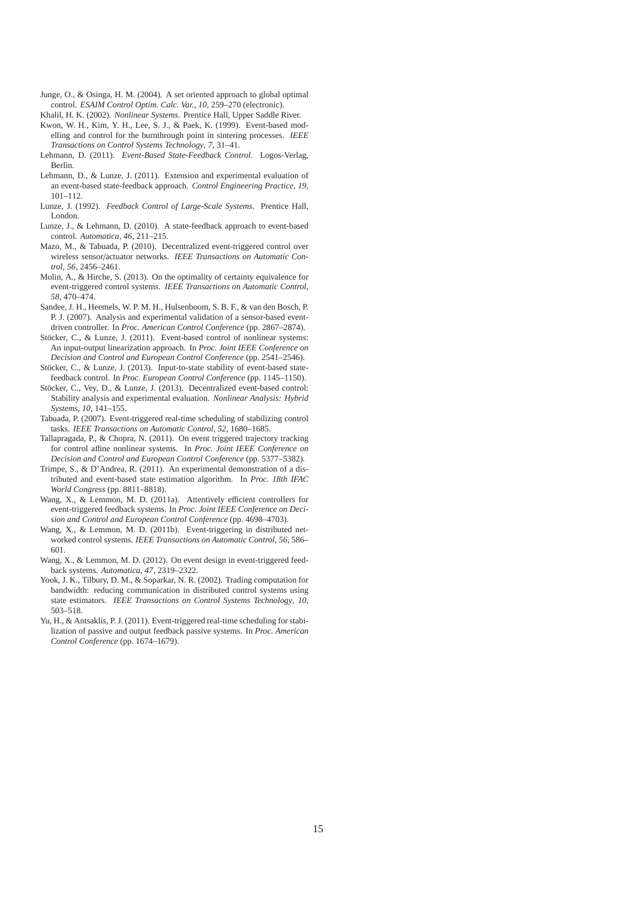Junge, O., & Osinga, H. M. (2004). A set oriented approach to global optimal control. *ESAIM Control Optim. Calc. Var.*, *10*, 259–270 (electronic).

Khalil, H. K. (2002). *Nonlinear Systems*. Prentice Hall, Upper Saddle River.

Kwon, W. H., Kim, Y. H., Lee, S. J., & Paek, K. (1999). Event-based modelling and control for the burnthrough point in sintering processes. *IEEE Transactions on Control Systems Technology*, *7*, 31–41.

Lehmann, D. (2011). *Event-Based State-Feedback Control*. Logos-Verlag, Berlin.

Lehmann, D., & Lunze, J. (2011). Extension and experimental evaluation of an event-based state-feedback approach. *Control Engineering Practice*, *19*, 101–112.

Lunze, J. (1992). *Feedback Control of Large-Scale Systems*. Prentice Hall, London.

Lunze, J., & Lehmann, D. (2010). A state-feedback approach to event-based control. *Automatica*, *46*, 211–215.

Mazo, M., & Tabuada, P. (2010). Decentralized event-triggered control over wireless sensor/actuator networks. *IEEE Transactions on Automatic Control*, *56*, 2456–2461.

Molin, A., & Hirche, S. (2013). On the optimality of certainty equivalence for event-triggered control systems. *IEEE Transactions on Automatic Control*, *58*, 470–474.

Sandee, J. H., Heemels, W. P. M. H., Hulsenboom, S. B. F., & van den Bosch, P. P. J. (2007). Analysis and experimental validation of a sensor-based event-driven controller. In *Proc. American Control Conference* (pp. 2867–2874).

Stöcker, C., & Lunze, J. (2011). Event-based control of nonlinear systems: An input-output linearization approach. In *Proc. Joint IEEE Conference on Decision and Control and European Control Conference* (pp. 2541–2546).

Stöcker, C., & Lunze, J. (2013). Input-to-state stability of event-based state-feedback control. In *Proc. European Control Conference* (pp. 1145–1150).

Stöcker, C., Vey, D., & Lunze, J. (2013). Decentralized event-based control: Stability analysis and experimental evaluation. *Nonlinear Analysis: Hybrid Systems*, *10*, 141–155.

Tabuada, P. (2007). Event-triggered real-time scheduling of stabilizing control tasks. *IEEE Transactions on Automatic Control*, *52*, 1680–1685.

Tallapragada, P., & Chopra, N. (2011). On event triggered trajectory tracking for control affine nonlinear systems. In *Proc. Joint IEEE Conference on Decision and Control and European Control Conference* (pp. 5377–5382).

Trimpe, S., & D'Andrea, R. (2011). An experimental demonstration of a distributed and event-based state estimation algorithm. In *Proc. 18th IFAC World Congress* (pp. 8811–8818).

Wang, X., & Lemmon, M. D. (2011a). Attentively efficient controllers for event-triggered feedback systems. In *Proc. Joint IEEE Conference on Decision and Control and European Control Conference* (pp. 4698–4703).

Wang, X., & Lemmon, M. D. (2011b). Event-triggering in distributed networked control systems. *IEEE Transactions on Automatic Control*, *56*, 586–601.

Wang, X., & Lemmon, M. D. (2012). On event design in event-triggered feedback systems. *Automatica*, *47*, 2319–2322.

Yook, J. K., Tilbury, D. M., & Soparkar, N. R. (2002). Trading computation for bandwidth: reducing communication in distributed control systems using state estimators. *IEEE Transactions on Control Systems Technology*, *10*, 503–518.

Yu, H., & Antsaklis, P. J. (2011). Event-triggered real-time scheduling for stabilization of passive and output feedback passive systems. In *Proc. American Control Conference* (pp. 1674–1679).